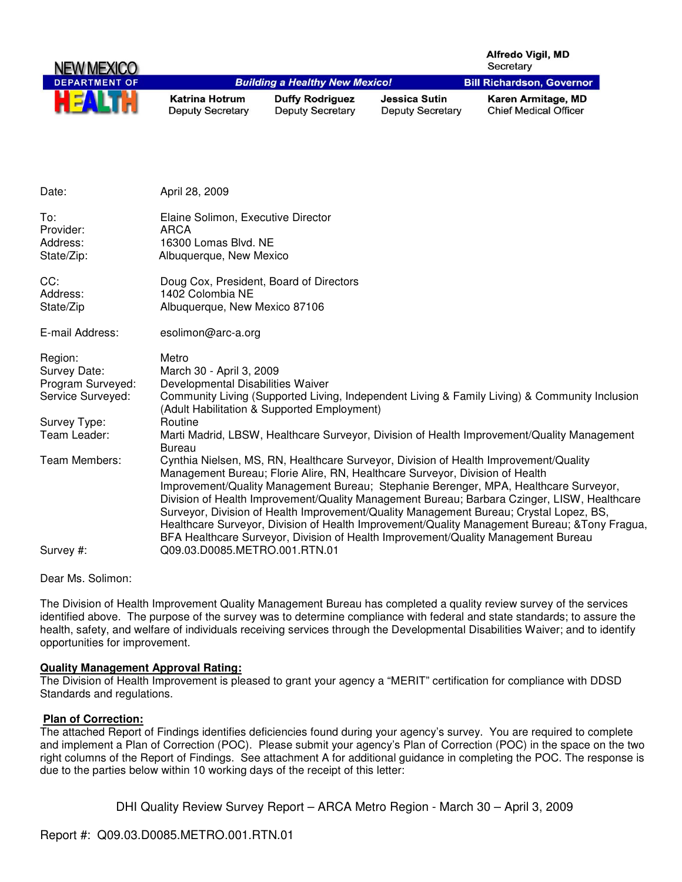NEW MEXICO DEPARTMENT OF HEALTH

**Alfredo Vigil, MD**
Secretary

*Building a Healthy New Mexico!* | **Bill Richardson, Governor**

**Katrina Hotrum** Deputy Secretary | **Duffy Rodriguez** Deputy Secretary | **Jessica Sutin** Deputy Secretary | **Karen Armitage, MD** Chief Medical Officer

Date: April 28, 2009

To: Elaine Solimon, Executive Director
Provider: ARCA
Address: 16300 Lomas Blvd. NE
State/Zip: Albuquerque, New Mexico

CC: Doug Cox, President, Board of Directors
Address: 1402 Colombia NE
State/Zip Albuquerque, New Mexico 87106

E-mail Address: esolimon@arc-a.org

Region: Metro
Survey Date: March 30 - April 3, 2009
Program Surveyed: Developmental Disabilities Waiver
Service Surveyed: Community Living (Supported Living, Independent Living & Family Living) & Community Inclusion (Adult Habilitation & Supported Employment)
Survey Type: Routine
Team Leader: Marti Madrid, LBSW, Healthcare Surveyor, Division of Health Improvement/Quality Management Bureau
Team Members: Cynthia Nielsen, MS, RN, Healthcare Surveyor, Division of Health Improvement/Quality Management Bureau; Florie Alire, RN, Healthcare Surveyor, Division of Health Improvement/Quality Management Bureau; Stephanie Berenger, MPA, Healthcare Surveyor, Division of Health Improvement/Quality Management Bureau; Barbara Czinger, LISW, Healthcare Surveyor, Division of Health Improvement/Quality Management Bureau; Crystal Lopez, BS, Healthcare Surveyor, Division of Health Improvement/Quality Management Bureau; &Tony Fragua, BFA Healthcare Surveyor, Division of Health Improvement/Quality Management Bureau
Survey #: Q09.03.D0085.METRO.001.RTN.01

Dear Ms. Solimon:

The Division of Health Improvement Quality Management Bureau has completed a quality review survey of the services identified above. The purpose of the survey was to determine compliance with federal and state standards; to assure the health, safety, and welfare of individuals receiving services through the Developmental Disabilities Waiver; and to identify opportunities for improvement.

**Quality Management Approval Rating:**
The Division of Health Improvement is pleased to grant your agency a "MERIT" certification for compliance with DDSD Standards and regulations.

**Plan of Correction:**
The attached Report of Findings identifies deficiencies found during your agency's survey. You are required to complete and implement a Plan of Correction (POC). Please submit your agency's Plan of Correction (POC) in the space on the two right columns of the Report of Findings. See attachment A for additional guidance in completing the POC. The response is due to the parties below within 10 working days of the receipt of this letter: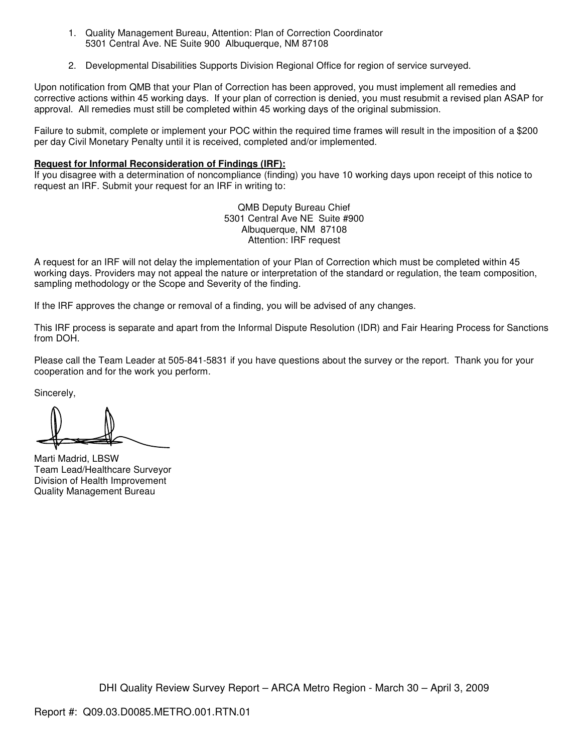1. Quality Management Bureau, Attention: Plan of Correction Coordinator
   5301 Central Ave. NE Suite 900 Albuquerque, NM 87108

2. Developmental Disabilities Supports Division Regional Office for region of service surveyed.

Upon notification from QMB that your Plan of Correction has been approved, you must implement all remedies and corrective actions within 45 working days. If your plan of correction is denied, you must resubmit a revised plan ASAP for approval. All remedies must still be completed within 45 working days of the original submission.

Failure to submit, complete or implement your POC within the required time frames will result in the imposition of a $200 per day Civil Monetary Penalty until it is received, completed and/or implemented.

**Request for Informal Reconsideration of Findings (IRF):**
If you disagree with a determination of noncompliance (finding) you have 10 working days upon receipt of this notice to request an IRF. Submit your request for an IRF in writing to:

QMB Deputy Bureau Chief
5301 Central Ave NE Suite #900
Albuquerque, NM 87108
Attention: IRF request

A request for an IRF will not delay the implementation of your Plan of Correction which must be completed within 45 working days. Providers may not appeal the nature or interpretation of the standard or regulation, the team composition, sampling methodology or the Scope and Severity of the finding.

If the IRF approves the change or removal of a finding, you will be advised of any changes.

This IRF process is separate and apart from the Informal Dispute Resolution (IDR) and Fair Hearing Process for Sanctions from DOH.

Please call the Team Leader at 505-841-5831 if you have questions about the survey or the report. Thank you for your cooperation and for the work you perform.

Sincerely,

Marti Madrid, LBSW
Team Lead/Healthcare Surveyor
Division of Health Improvement
Quality Management Bureau

DHI Quality Review Survey Report – ARCA Metro Region - March 30 – April 3, 2009

Report #: Q09.03.D0085.METRO.001.RTN.01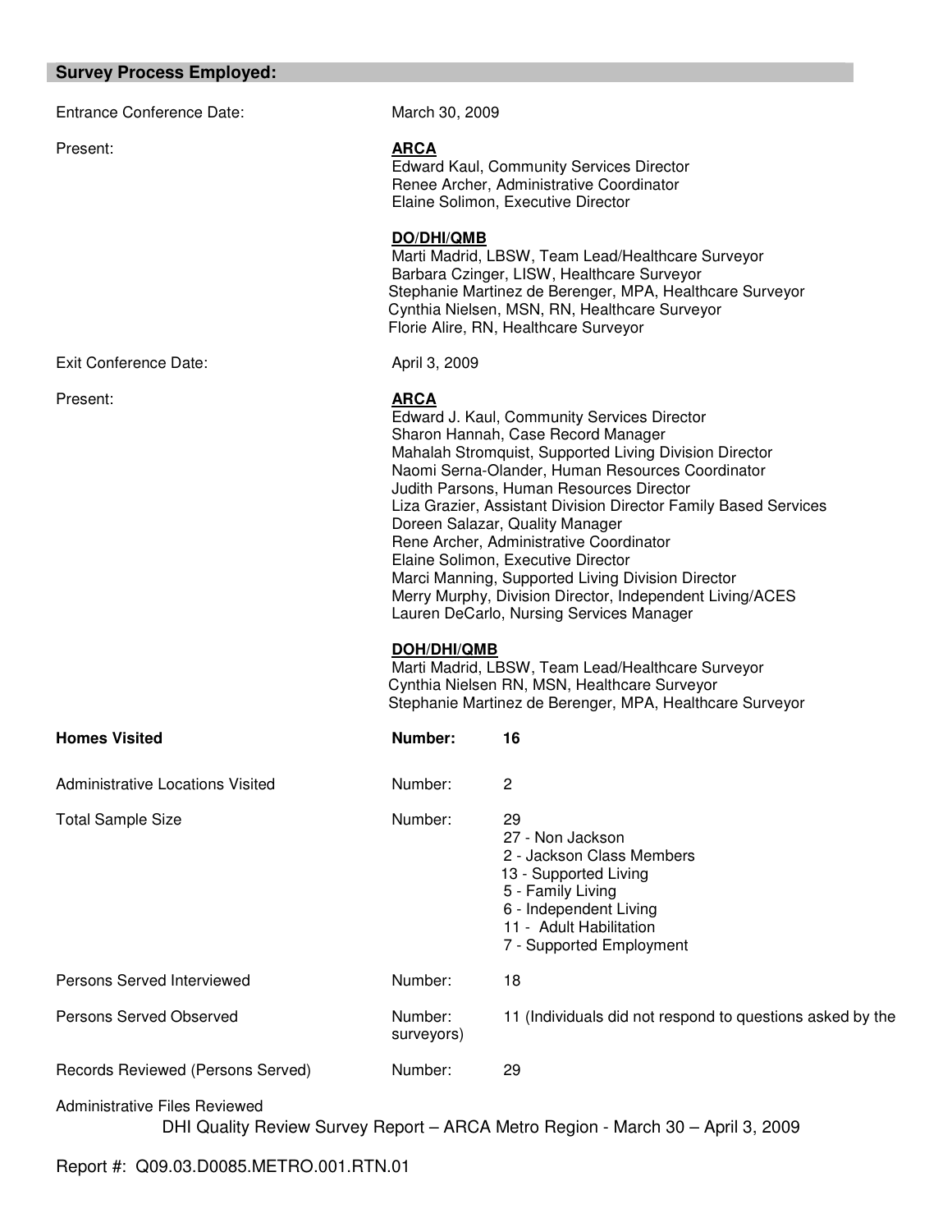## Survey Process Employed:

Entrance Conference Date: March 30, 2009

Present:

**ARCA**
Edward Kaul, Community Services Director
Renee Archer, Administrative Coordinator
Elaine Solimon, Executive Director

**DO/DHI/QMB**
Marti Madrid, LBSW, Team Lead/Healthcare Surveyor
Barbara Czinger, LISW, Healthcare Surveyor
Stephanie Martinez de Berenger, MPA, Healthcare Surveyor
Cynthia Nielsen, MSN, RN, Healthcare Surveyor
Florie Alire, RN, Healthcare Surveyor

Exit Conference Date: April 3, 2009

Present:

**ARCA**
Edward J. Kaul, Community Services Director
Sharon Hannah, Case Record Manager
Mahalah Stromquist, Supported Living Division Director
Naomi Serna-Olander, Human Resources Coordinator
Judith Parsons, Human Resources Director
Liza Grazier, Assistant Division Director Family Based Services
Doreen Salazar, Quality Manager
Rene Archer, Administrative Coordinator
Elaine Solimon, Executive Director
Marci Manning, Supported Living Division Director
Merry Murphy, Division Director, Independent Living/ACES
Lauren DeCarlo, Nursing Services Manager

**DOH/DHI/QMB**
Marti Madrid, LBSW, Team Lead/Healthcare Surveyor
Cynthia Nielsen RN, MSN, Healthcare Surveyor
Stephanie Martinez de Berenger, MPA, Healthcare Surveyor

**Homes Visited** — **Number: 16**

Administrative Locations Visited — Number: 2

Total Sample Size — Number: 29
- 27 - Non Jackson
- 2 - Jackson Class Members
- 13 - Supported Living
- 5 - Family Living
- 6 - Independent Living
- 11 - Adult Habilitation
- 7 - Supported Employment

Persons Served Interviewed — Number: 18

Persons Served Observed — Number: 11 (Individuals did not respond to questions asked by the surveyors)

Records Reviewed (Persons Served) — Number: 29

Administrative Files Reviewed

DHI Quality Review Survey Report – ARCA Metro Region - March 30 – April 3, 2009

Report #: Q09.03.D0085.METRO.001.RTN.01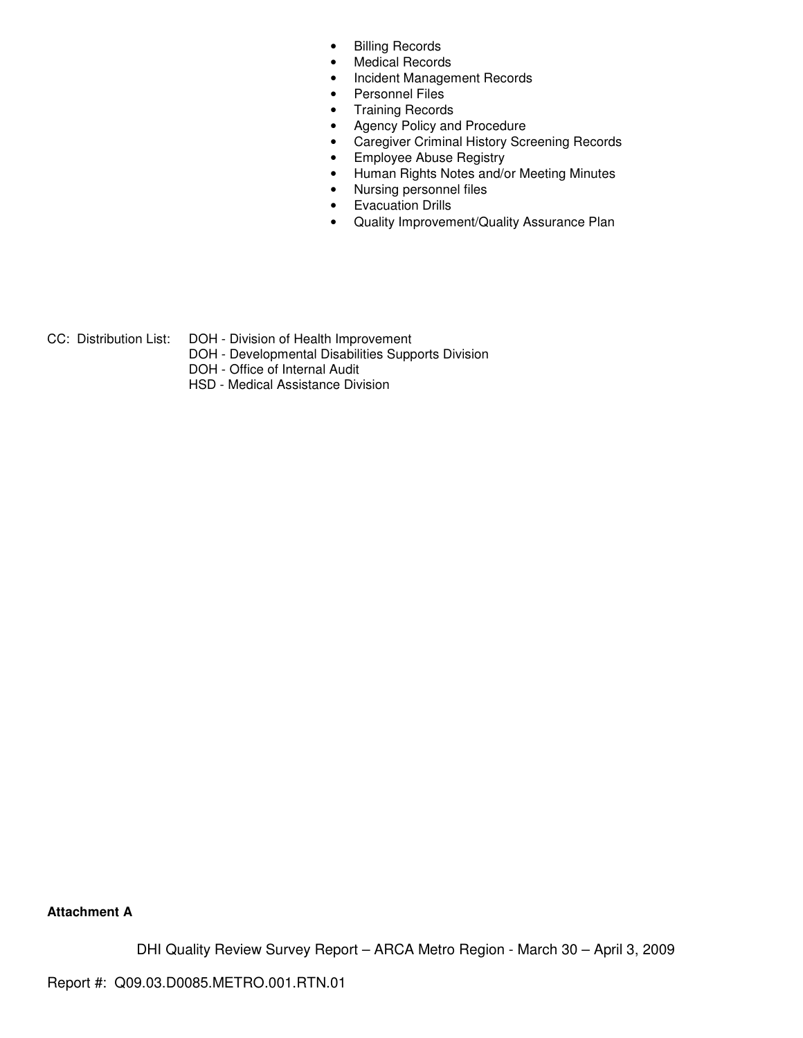- Billing Records
- Medical Records
- Incident Management Records
- Personnel Files
- Training Records
- Agency Policy and Procedure
- Caregiver Criminal History Screening Records
- Employee Abuse Registry
- Human Rights Notes and/or Meeting Minutes
- Nursing personnel files
- Evacuation Drills
- Quality Improvement/Quality Assurance Plan

CC: Distribution List:
DOH - Division of Health Improvement
DOH - Developmental Disabilities Supports Division
DOH - Office of Internal Audit
HSD - Medical Assistance Division

**Attachment A**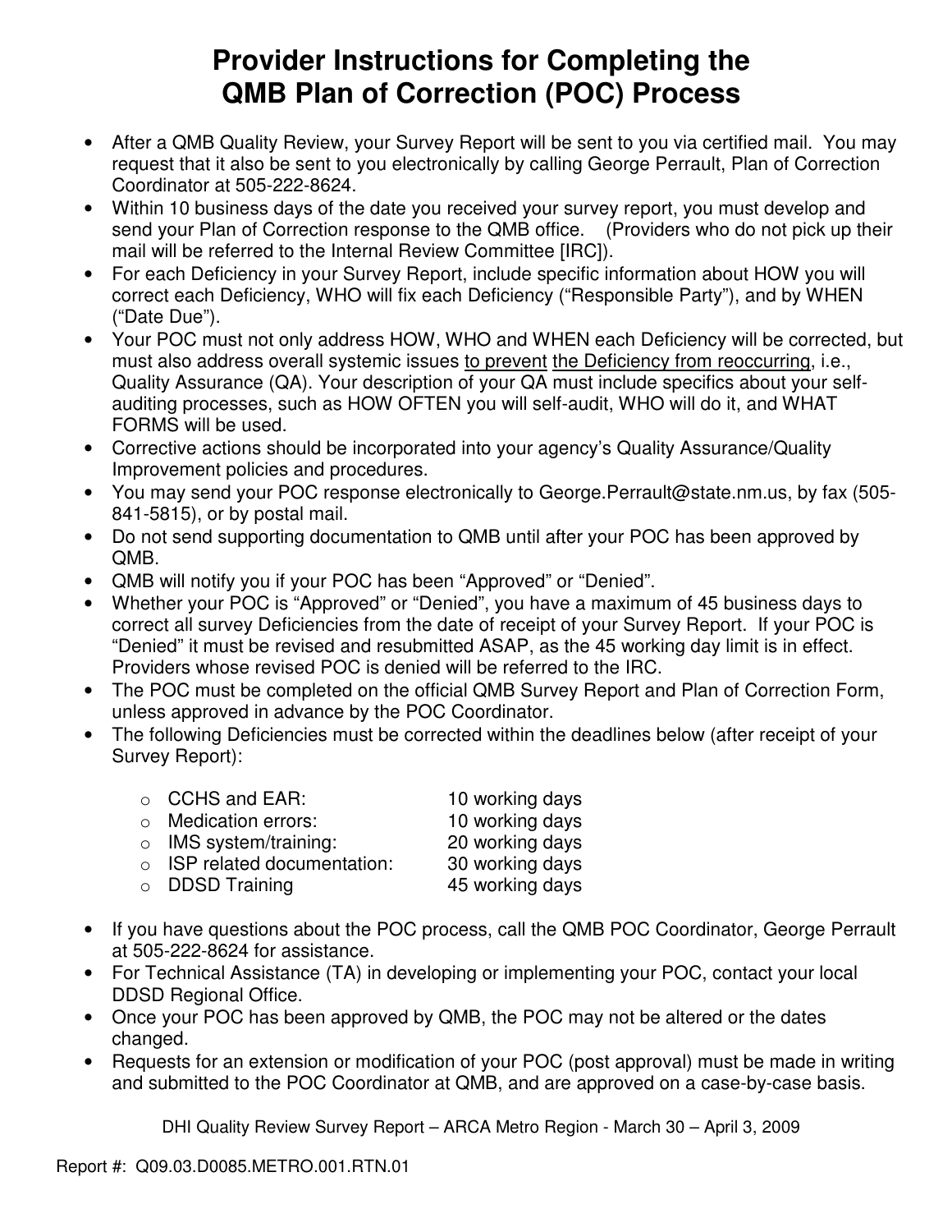# Provider Instructions for Completing the QMB Plan of Correction (POC) Process

- After a QMB Quality Review, your Survey Report will be sent to you via certified mail. You may request that it also be sent to you electronically by calling George Perrault, Plan of Correction Coordinator at 505-222-8624.
- Within 10 business days of the date you received your survey report, you must develop and send your Plan of Correction response to the QMB office. (Providers who do not pick up their mail will be referred to the Internal Review Committee [IRC]).
- For each Deficiency in your Survey Report, include specific information about HOW you will correct each Deficiency, WHO will fix each Deficiency ("Responsible Party"), and by WHEN ("Date Due").
- Your POC must not only address HOW, WHO and WHEN each Deficiency will be corrected, but must also address overall systemic issues <u>to prevent</u> <u>the Deficiency from reoccurring</u>, i.e., Quality Assurance (QA). Your description of your QA must include specifics about your self-auditing processes, such as HOW OFTEN you will self-audit, WHO will do it, and WHAT FORMS will be used.
- Corrective actions should be incorporated into your agency's Quality Assurance/Quality Improvement policies and procedures.
- You may send your POC response electronically to George.Perrault@state.nm.us, by fax (505-841-5815), or by postal mail.
- Do not send supporting documentation to QMB until after your POC has been approved by QMB.
- QMB will notify you if your POC has been "Approved" or "Denied".
- Whether your POC is "Approved" or "Denied", you have a maximum of 45 business days to correct all survey Deficiencies from the date of receipt of your Survey Report. If your POC is "Denied" it must be revised and resubmitted ASAP, as the 45 working day limit is in effect. Providers whose revised POC is denied will be referred to the IRC.
- The POC must be completed on the official QMB Survey Report and Plan of Correction Form, unless approved in advance by the POC Coordinator.
- The following Deficiencies must be corrected within the deadlines below (after receipt of your Survey Report):
  - CCHS and EAR: 10 working days
  - Medication errors: 10 working days
  - IMS system/training: 20 working days
  - ISP related documentation: 30 working days
  - DDSD Training 45 working days
- If you have questions about the POC process, call the QMB POC Coordinator, George Perrault at 505-222-8624 for assistance.
- For Technical Assistance (TA) in developing or implementing your POC, contact your local DDSD Regional Office.
- Once your POC has been approved by QMB, the POC may not be altered or the dates changed.
- Requests for an extension or modification of your POC (post approval) must be made in writing and submitted to the POC Coordinator at QMB, and are approved on a case-by-case basis.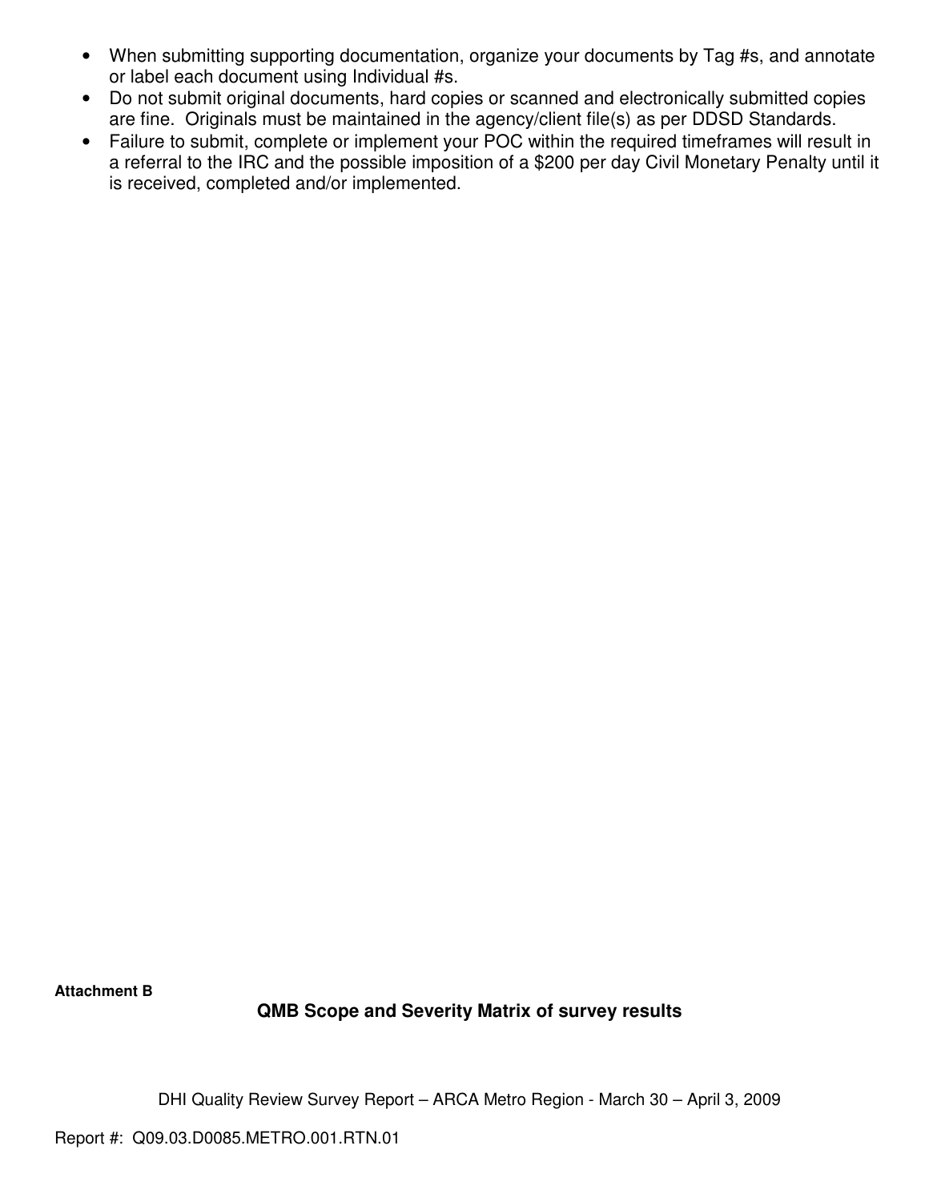- When submitting supporting documentation, organize your documents by Tag #s, and annotate or label each document using Individual #s.
- Do not submit original documents, hard copies or scanned and electronically submitted copies are fine. Originals must be maintained in the agency/client file(s) as per DDSD Standards.
- Failure to submit, complete or implement your POC within the required timeframes will result in a referral to the IRC and the possible imposition of a $200 per day Civil Monetary Penalty until it is received, completed and/or implemented.

**Attachment B**

**QMB Scope and Severity Matrix of survey results**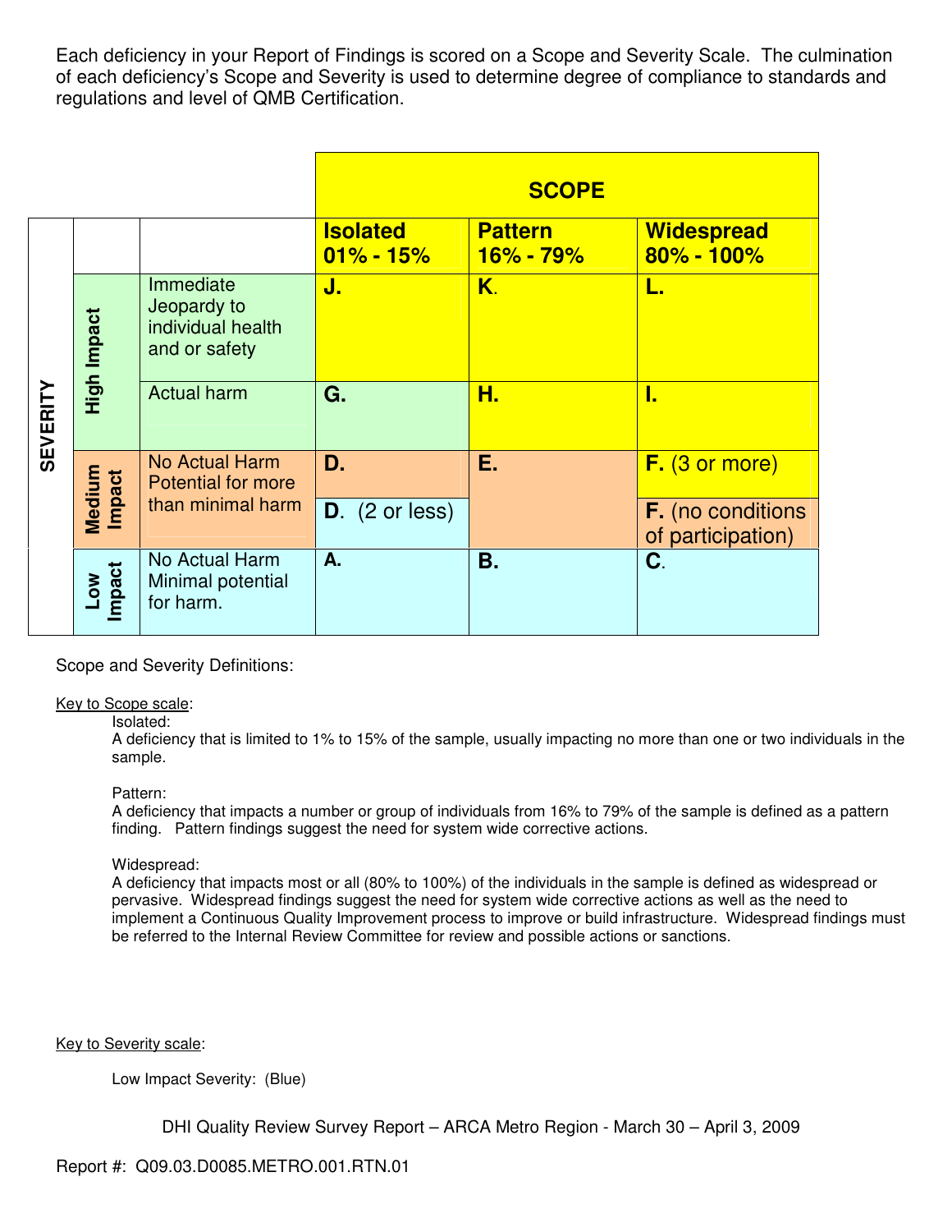Each deficiency in your Report of Findings is scored on a Scope and Severity Scale. The culmination of each deficiency's Scope and Severity is used to determine degree of compliance to standards and regulations and level of QMB Certification.

| SEVERITY | | | SCOPE | | |
|---|---|---|---|---|---|
| | | | **Isolated 01% - 15%** | **Pattern 16% - 79%** | **Widespread 80% - 100%** |
| | **High Impact** | Immediate Jeopardy to individual health and or safety | **J.** | **K.** | **L.** |
| | | Actual harm | **G.** | **H.** | **I.** |
| | **Medium Impact** | No Actual Harm Potential for more than minimal harm | **D.** | **E.** | **F.** (3 or more) |
| | | | **D.** (2 or less) | | **F.** (no conditions of participation) |
| | **Low Impact** | No Actual Harm Minimal potential for harm. | **A.** | **B.** | **C.** |

Scope and Severity Definitions:

Key to Scope scale:

Isolated:
A deficiency that is limited to 1% to 15% of the sample, usually impacting no more than one or two individuals in the sample.

Pattern:
A deficiency that impacts a number or group of individuals from 16% to 79% of the sample is defined as a pattern finding. Pattern findings suggest the need for system wide corrective actions.

Widespread:
A deficiency that impacts most or all (80% to 100%) of the individuals in the sample is defined as widespread or pervasive. Widespread findings suggest the need for system wide corrective actions as well as the need to implement a Continuous Quality Improvement process to improve or build infrastructure. Widespread findings must be referred to the Internal Review Committee for review and possible actions or sanctions.

Key to Severity scale:

Low Impact Severity: (Blue)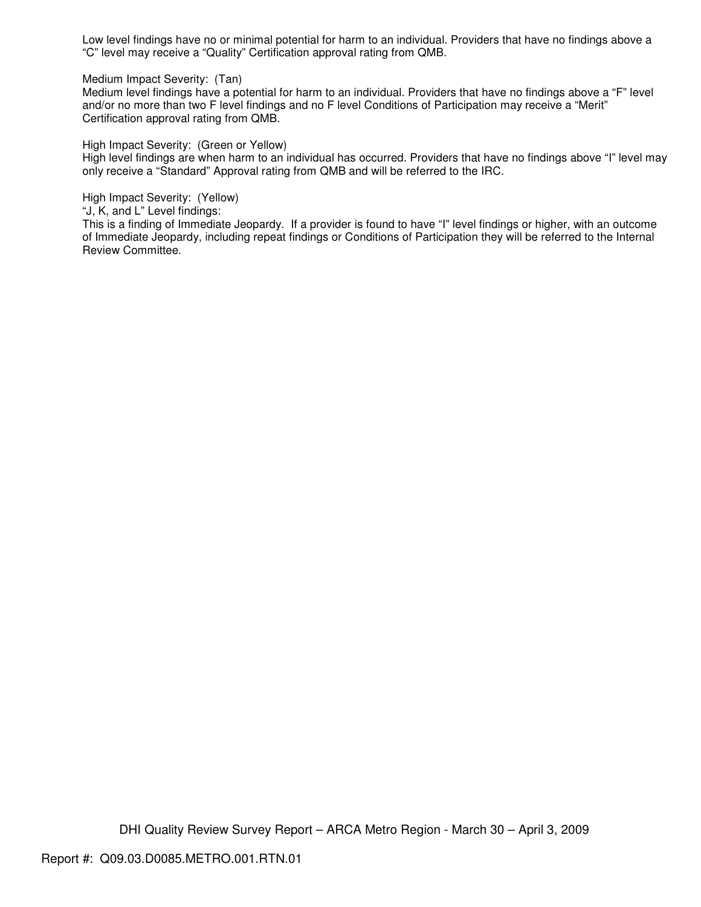Low level findings have no or minimal potential for harm to an individual. Providers that have no findings above a "C" level may receive a "Quality" Certification approval rating from QMB.

Medium Impact Severity: (Tan)
Medium level findings have a potential for harm to an individual. Providers that have no findings above a "F" level and/or no more than two F level findings and no F level Conditions of Participation may receive a "Merit" Certification approval rating from QMB.

High Impact Severity: (Green or Yellow)
High level findings are when harm to an individual has occurred. Providers that have no findings above "I" level may only receive a "Standard" Approval rating from QMB and will be referred to the IRC.

High Impact Severity: (Yellow)
"J, K, and L" Level findings:
This is a finding of Immediate Jeopardy. If a provider is found to have "I" level findings or higher, with an outcome of Immediate Jeopardy, including repeat findings or Conditions of Participation they will be referred to the Internal Review Committee.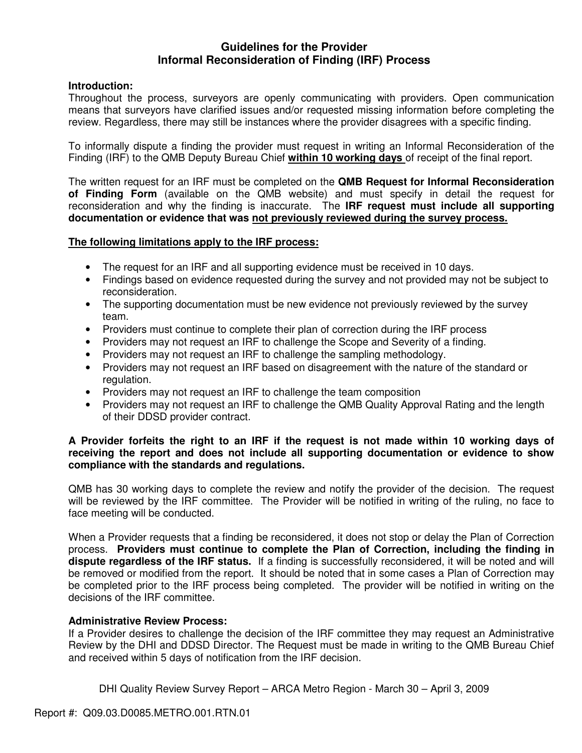# Guidelines for the Provider
# Informal Reconsideration of Finding (IRF) Process

**Introduction:**
Throughout the process, surveyors are openly communicating with providers. Open communication means that surveyors have clarified issues and/or requested missing information before completing the review. Regardless, there may still be instances where the provider disagrees with a specific finding.

To informally dispute a finding the provider must request in writing an Informal Reconsideration of the Finding (IRF) to the QMB Deputy Bureau Chief **<u>within 10 working days</u>** of receipt of the final report.

The written request for an IRF must be completed on the **QMB Request for Informal Reconsideration of Finding Form** (available on the QMB website) and must specify in detail the request for reconsideration and why the finding is inaccurate. The **IRF request must include all supporting documentation or evidence that was <u>not previously reviewed during the survey process.</u>**

**<u>The following limitations apply to the IRF process:</u>**

- The request for an IRF and all supporting evidence must be received in 10 days.
- Findings based on evidence requested during the survey and not provided may not be subject to reconsideration.
- The supporting documentation must be new evidence not previously reviewed by the survey team.
- Providers must continue to complete their plan of correction during the IRF process
- Providers may not request an IRF to challenge the Scope and Severity of a finding.
- Providers may not request an IRF to challenge the sampling methodology.
- Providers may not request an IRF based on disagreement with the nature of the standard or regulation.
- Providers may not request an IRF to challenge the team composition
- Providers may not request an IRF to challenge the QMB Quality Approval Rating and the length of their DDSD provider contract.

**A Provider forfeits the right to an IRF if the request is not made within 10 working days of receiving the report and does not include all supporting documentation or evidence to show compliance with the standards and regulations.**

QMB has 30 working days to complete the review and notify the provider of the decision. The request will be reviewed by the IRF committee. The Provider will be notified in writing of the ruling, no face to face meeting will be conducted.

When a Provider requests that a finding be reconsidered, it does not stop or delay the Plan of Correction process. **Providers must continue to complete the Plan of Correction, including the finding in dispute regardless of the IRF status.** If a finding is successfully reconsidered, it will be noted and will be removed or modified from the report. It should be noted that in some cases a Plan of Correction may be completed prior to the IRF process being completed. The provider will be notified in writing on the decisions of the IRF committee.

**Administrative Review Process:**
If a Provider desires to challenge the decision of the IRF committee they may request an Administrative Review by the DHI and DDSD Director. The Request must be made in writing to the QMB Bureau Chief and received within 5 days of notification from the IRF decision.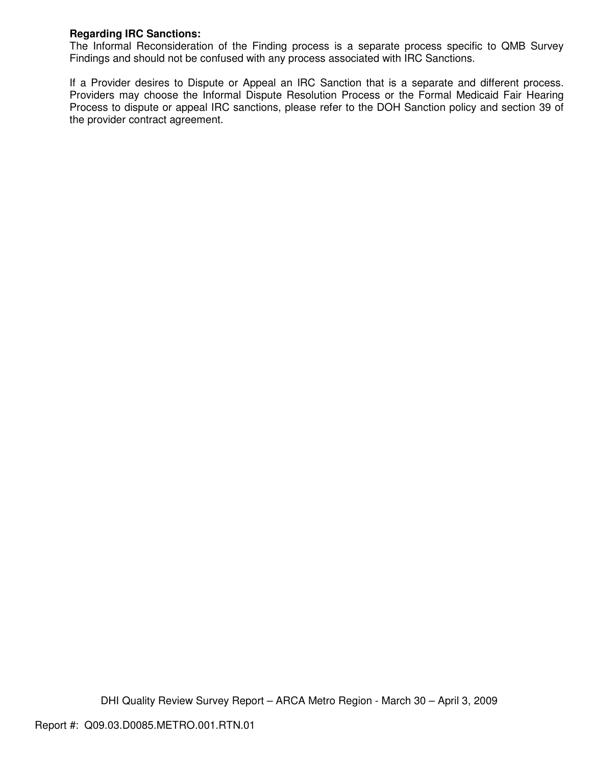**Regarding IRC Sanctions:**
The Informal Reconsideration of the Finding process is a separate process specific to QMB Survey Findings and should not be confused with any process associated with IRC Sanctions.

If a Provider desires to Dispute or Appeal an IRC Sanction that is a separate and different process. Providers may choose the Informal Dispute Resolution Process or the Formal Medicaid Fair Hearing Process to dispute or appeal IRC sanctions, please refer to the DOH Sanction policy and section 39 of the provider contract agreement.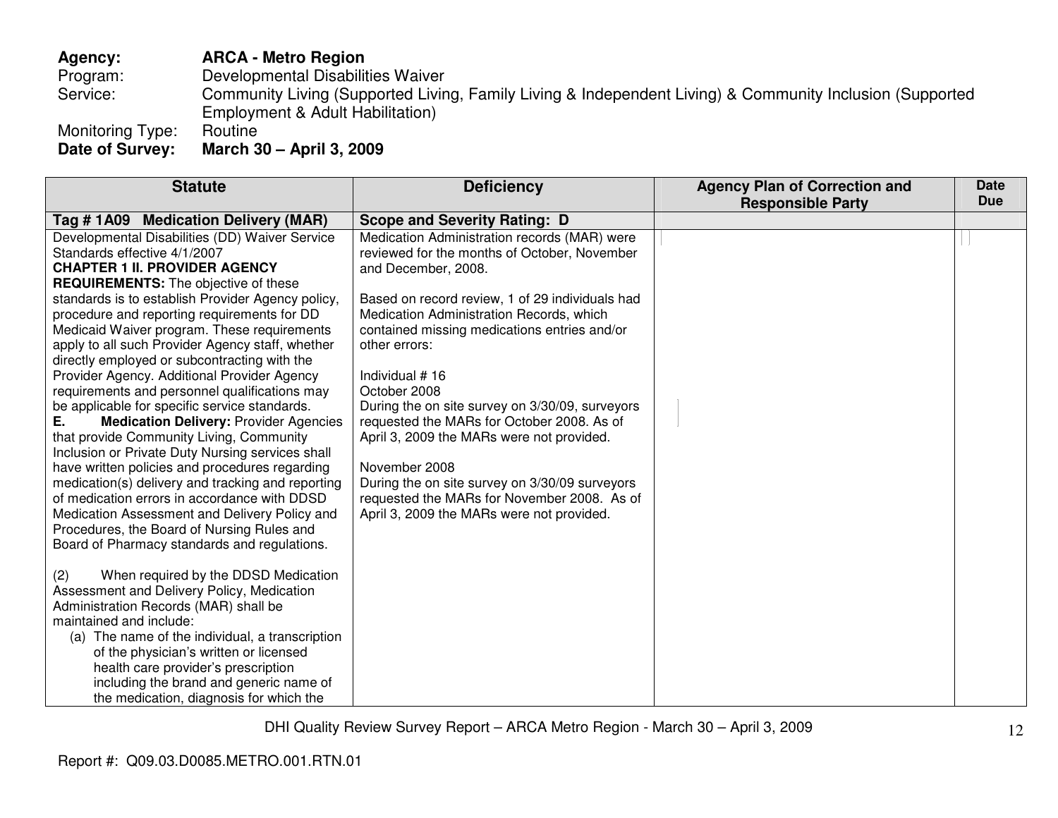**Agency:** **ARCA - Metro Region**
Program: Developmental Disabilities Waiver
Service: Community Living (Supported Living, Family Living & Independent Living) & Community Inclusion (Supported Employment & Adult Habilitation)
Monitoring Type: Routine
**Date of Survey:** **March 30 – April 3, 2009**

| Statute | Deficiency | Agency Plan of Correction and Responsible Party | Date Due |
|---|---|---|---|
| **Tag # 1A09 Medication Delivery (MAR)** | **Scope and Severity Rating: D** | | |
| Developmental Disabilities (DD) Waiver Service Standards effective 4/1/2007<br>**CHAPTER 1 II. PROVIDER AGENCY REQUIREMENTS:** The objective of these standards is to establish Provider Agency policy, procedure and reporting requirements for DD Medicaid Waiver program. These requirements apply to all such Provider Agency staff, whether directly employed or subcontracting with the Provider Agency. Additional Provider Agency requirements and personnel qualifications may be applicable for specific service standards.<br>**E. Medication Delivery:** Provider Agencies that provide Community Living, Community Inclusion or Private Duty Nursing services shall have written policies and procedures regarding medication(s) delivery and tracking and reporting of medication errors in accordance with DDSD Medication Assessment and Delivery Policy and Procedures, the Board of Nursing Rules and Board of Pharmacy standards and regulations.<br><br>(2) When required by the DDSD Medication Assessment and Delivery Policy, Medication Administration Records (MAR) shall be maintained and include:<br>(a) The name of the individual, a transcription of the physician's written or licensed health care provider's prescription including the brand and generic name of the medication, diagnosis for which the | Medication Administration records (MAR) were reviewed for the months of October, November and December, 2008.<br><br>Based on record review, 1 of 29 individuals had Medication Administration Records, which contained missing medications entries and/or other errors:<br><br>Individual # 16<br>October 2008<br>During the on site survey on 3/30/09, surveyors requested the MARs for October 2008. As of April 3, 2009 the MARs were not provided.<br><br>November 2008<br>During the on site survey on 3/30/09 surveyors requested the MARs for November 2008. As of April 3, 2009 the MARs were not provided. | | |

Report #: Q09.03.D0085.METRO.001.RTN.01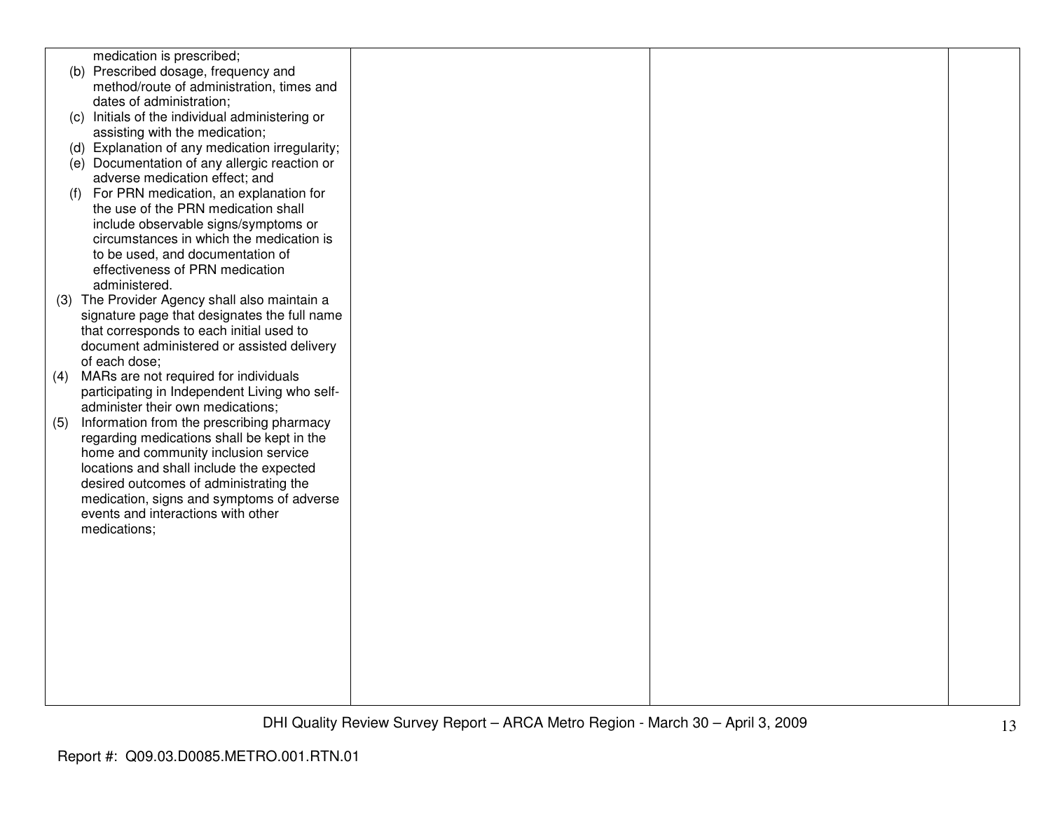| | | | |
|---|---|---|---|
| medication is prescribed;<br>(b) Prescribed dosage, frequency and method/route of administration, times and dates of administration;<br>(c) Initials of the individual administering or assisting with the medication;<br>(d) Explanation of any medication irregularity;<br>(e) Documentation of any allergic reaction or adverse medication effect; and<br>(f) For PRN medication, an explanation for the use of the PRN medication shall include observable signs/symptoms or circumstances in which the medication is to be used, and documentation of effectiveness of PRN medication administered.<br>(3) The Provider Agency shall also maintain a signature page that designates the full name that corresponds to each initial used to document administered or assisted delivery of each dose;<br>(4) MARs are not required for individuals participating in Independent Living who self-administer their own medications;<br>(5) Information from the prescribing pharmacy regarding medications shall be kept in the home and community inclusion service locations and shall include the expected desired outcomes of administrating the medication, signs and symptoms of adverse events and interactions with other medications; | | | |

DHI Quality Review Survey Report – ARCA Metro Region - March 30 – April 3, 2009

Report #: Q09.03.D0085.METRO.001.RTN.01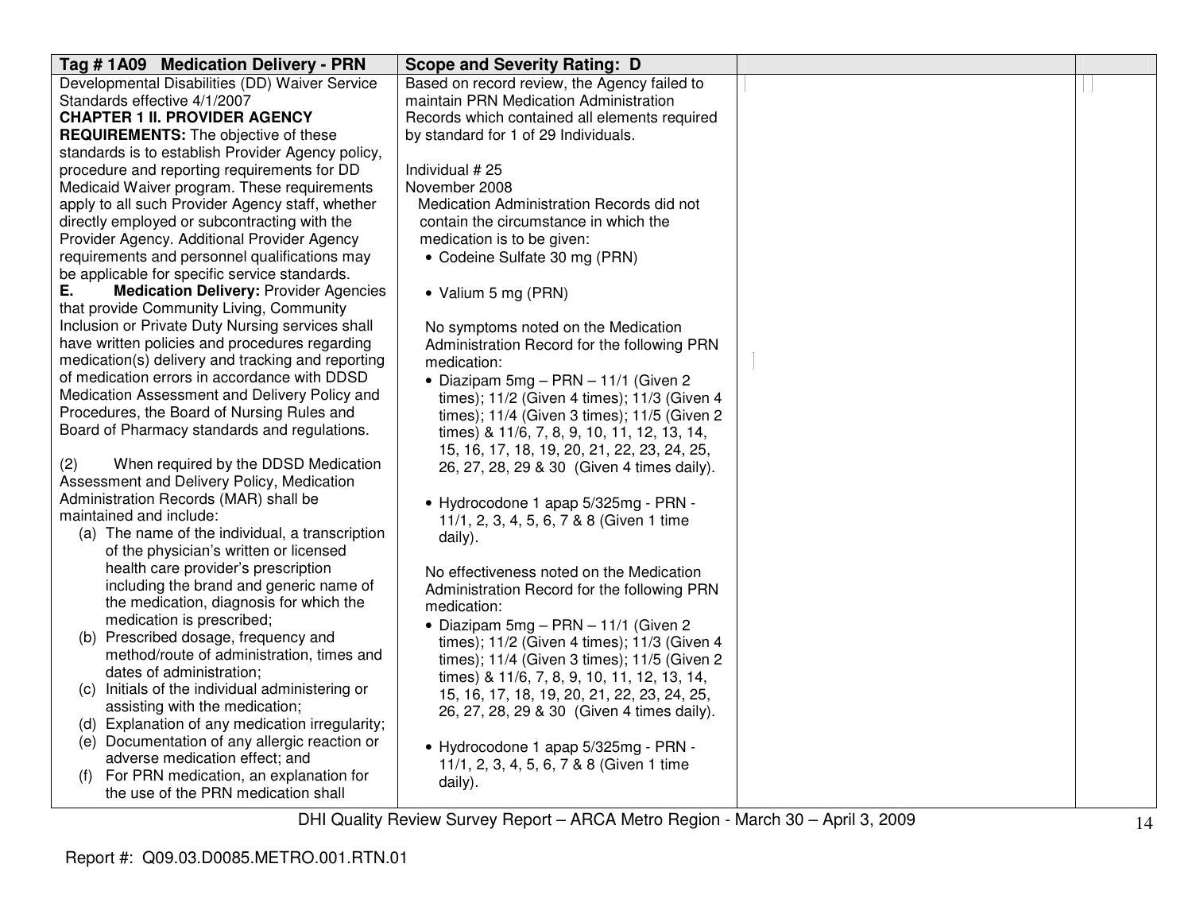| Tag # 1A09 Medication Delivery - PRN | Scope and Severity Rating: D | | |
|---|---|---|---|
| Developmental Disabilities (DD) Waiver Service Standards effective 4/1/2007<br>**CHAPTER 1 II. PROVIDER AGENCY REQUIREMENTS:** The objective of these standards is to establish Provider Agency policy, procedure and reporting requirements for DD Medicaid Waiver program. These requirements apply to all such Provider Agency staff, whether directly employed or subcontracting with the Provider Agency. Additional Provider Agency requirements and personnel qualifications may be applicable for specific service standards.<br>**E. Medication Delivery:** Provider Agencies that provide Community Living, Community Inclusion or Private Duty Nursing services shall have written policies and procedures regarding medication(s) delivery and tracking and reporting of medication errors in accordance with DDSD Medication Assessment and Delivery Policy and Procedures, the Board of Nursing Rules and Board of Pharmacy standards and regulations.<br><br>(2) When required by the DDSD Medication Assessment and Delivery Policy, Medication Administration Records (MAR) shall be maintained and include:<br>(a) The name of the individual, a transcription of the physician's written or licensed health care provider's prescription including the brand and generic name of the medication, diagnosis for which the medication is prescribed;<br>(b) Prescribed dosage, frequency and method/route of administration, times and dates of administration;<br>(c) Initials of the individual administering or assisting with the medication;<br>(d) Explanation of any medication irregularity;<br>(e) Documentation of any allergic reaction or adverse medication effect; and<br>(f) For PRN medication, an explanation for the use of the PRN medication shall | Based on record review, the Agency failed to maintain PRN Medication Administration Records which contained all elements required by standard for 1 of 29 Individuals.<br><br>Individual # 25<br>November 2008<br>Medication Administration Records did not contain the circumstance in which the medication is to be given:<br>• Codeine Sulfate 30 mg (PRN)<br><br>• Valium 5 mg (PRN)<br><br>No symptoms noted on the Medication Administration Record for the following PRN medication:<br>• Diazipam 5mg – PRN – 11/1 (Given 2 times); 11/2 (Given 4 times); 11/3 (Given 4 times); 11/4 (Given 3 times); 11/5 (Given 2 times) & 11/6, 7, 8, 9, 10, 11, 12, 13, 14, 15, 16, 17, 18, 19, 20, 21, 22, 23, 24, 25, 26, 27, 28, 29 & 30 (Given 4 times daily).<br><br>• Hydrocodone 1 apap 5/325mg - PRN - 11/1, 2, 3, 4, 5, 6, 7 & 8 (Given 1 time daily).<br><br>No effectiveness noted on the Medication Administration Record for the following PRN medication:<br>• Diazipam 5mg – PRN – 11/1 (Given 2 times); 11/2 (Given 4 times); 11/3 (Given 4 times); 11/4 (Given 3 times); 11/5 (Given 2 times) & 11/6, 7, 8, 9, 10, 11, 12, 13, 14, 15, 16, 17, 18, 19, 20, 21, 22, 23, 24, 25, 26, 27, 28, 29 & 30 (Given 4 times daily).<br><br>• Hydrocodone 1 apap 5/325mg - PRN - 11/1, 2, 3, 4, 5, 6, 7 & 8 (Given 1 time daily). | | |

DHI Quality Review Survey Report – ARCA Metro Region - March 30 – April 3, 2009

Report #: Q09.03.D0085.METRO.001.RTN.01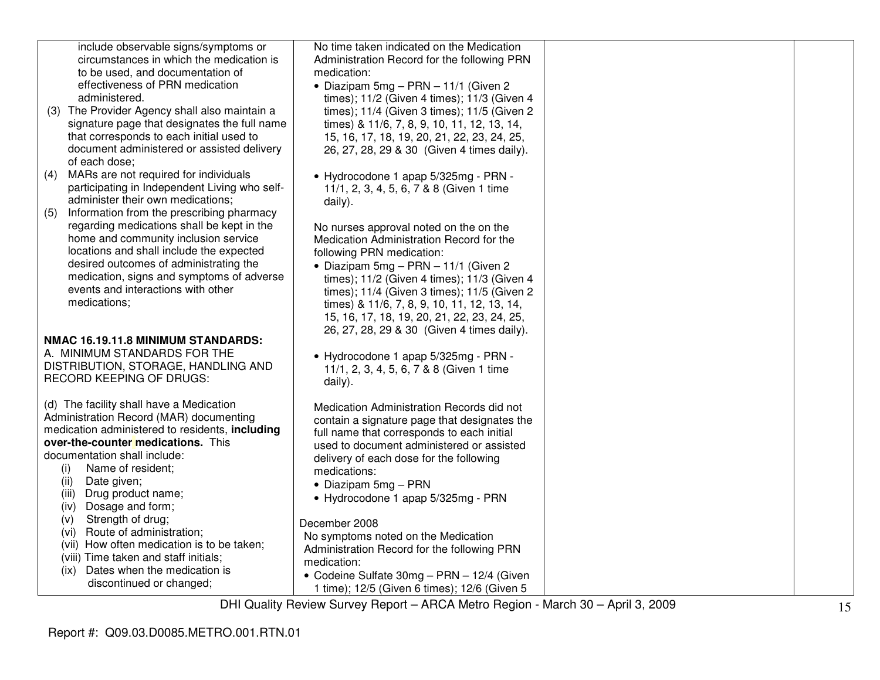| | | | |
|---|---|---|---|
| include observable signs/symptoms or circumstances in which the medication is to be used, and documentation of effectiveness of PRN medication administered.<br>(3) The Provider Agency shall also maintain a signature page that designates the full name that corresponds to each initial used to document administered or assisted delivery of each dose;<br>(4) MARs are not required for individuals participating in Independent Living who self-administer their own medications;<br>(5) Information from the prescribing pharmacy regarding medications shall be kept in the home and community inclusion service locations and shall include the expected desired outcomes of administrating the medication, signs and symptoms of adverse events and interactions with other medications;<br><br>**NMAC 16.19.11.8 MINIMUM STANDARDS:**<br>A. MINIMUM STANDARDS FOR THE DISTRIBUTION, STORAGE, HANDLING AND RECORD KEEPING OF DRUGS:<br><br>(d) The facility shall have a Medication Administration Record (MAR) documenting medication administered to residents, **including over-the-counter medications.** This documentation shall include:<br>(i) Name of resident;<br>(ii) Date given;<br>(iii) Drug product name;<br>(iv) Dosage and form;<br>(v) Strength of drug;<br>(vi) Route of administration;<br>(vii) How often medication is to be taken;<br>(viii) Time taken and staff initials;<br>(ix) Dates when the medication is discontinued or changed; | No time taken indicated on the Medication Administration Record for the following PRN medication:<br>• Diazipam 5mg – PRN – 11/1 (Given 2 times); 11/2 (Given 4 times); 11/3 (Given 4 times); 11/4 (Given 3 times); 11/5 (Given 2 times) & 11/6, 7, 8, 9, 10, 11, 12, 13, 14, 15, 16, 17, 18, 19, 20, 21, 22, 23, 24, 25, 26, 27, 28, 29 & 30 (Given 4 times daily).<br><br>• Hydrocodone 1 apap 5/325mg - PRN - 11/1, 2, 3, 4, 5, 6, 7 & 8 (Given 1 time daily).<br><br>No nurses approval noted on the on the Medication Administration Record for the following PRN medication:<br>• Diazipam 5mg – PRN – 11/1 (Given 2 times); 11/2 (Given 4 times); 11/3 (Given 4 times); 11/4 (Given 3 times); 11/5 (Given 2 times) & 11/6, 7, 8, 9, 10, 11, 12, 13, 14, 15, 16, 17, 18, 19, 20, 21, 22, 23, 24, 25, 26, 27, 28, 29 & 30 (Given 4 times daily).<br><br>• Hydrocodone 1 apap 5/325mg - PRN - 11/1, 2, 3, 4, 5, 6, 7 & 8 (Given 1 time daily).<br><br>Medication Administration Records did not contain a signature page that designates the full name that corresponds to each initial used to document administered or assisted delivery of each dose for the following medications:<br>• Diazipam 5mg – PRN<br>• Hydrocodone 1 apap 5/325mg - PRN<br><br>December 2008<br>No symptoms noted on the Medication Administration Record for the following PRN medication:<br>• Codeine Sulfate 30mg – PRN – 12/4 (Given 1 time); 12/5 (Given 6 times); 12/6 (Given 5 | | |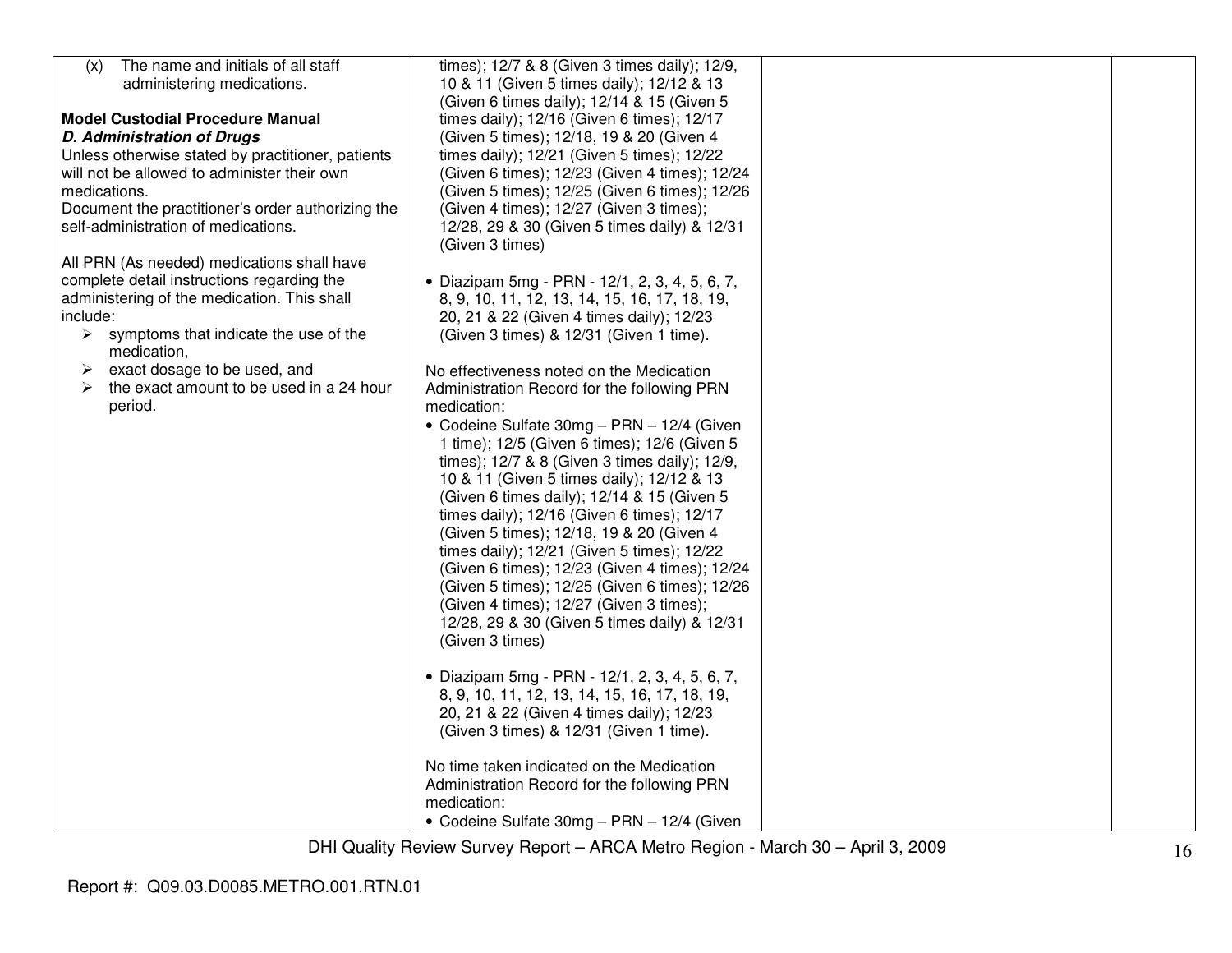| | | | |
|---|---|---|---|
| (x) The name and initials of all staff administering medications.<br><br>**Model Custodial Procedure Manual**<br>***D. Administration of Drugs***<br>Unless otherwise stated by practitioner, patients will not be allowed to administer their own medications.<br>Document the practitioner's order authorizing the self-administration of medications.<br><br>All PRN (As needed) medications shall have complete detail instructions regarding the administering of the medication. This shall include:<br>➢ symptoms that indicate the use of the medication,<br>➢ exact dosage to be used, and<br>➢ the exact amount to be used in a 24 hour period. | times); 12/7 & 8 (Given 3 times daily); 12/9, 10 & 11 (Given 5 times daily); 12/12 & 13 (Given 6 times daily); 12/14 & 15 (Given 5 times daily); 12/16 (Given 6 times); 12/17 (Given 5 times); 12/18, 19 & 20 (Given 4 times daily); 12/21 (Given 5 times); 12/22 (Given 6 times); 12/23 (Given 4 times); 12/24 (Given 5 times); 12/25 (Given 6 times); 12/26 (Given 4 times); 12/27 (Given 3 times); 12/28, 29 & 30 (Given 5 times daily) & 12/31 (Given 3 times)<br><br>• Diazipam 5mg - PRN - 12/1, 2, 3, 4, 5, 6, 7, 8, 9, 10, 11, 12, 13, 14, 15, 16, 17, 18, 19, 20, 21 & 22 (Given 4 times daily); 12/23 (Given 3 times) & 12/31 (Given 1 time).<br><br>No effectiveness noted on the Medication Administration Record for the following PRN medication:<br>• Codeine Sulfate 30mg – PRN – 12/4 (Given 1 time); 12/5 (Given 6 times); 12/6 (Given 5 times); 12/7 & 8 (Given 3 times daily); 12/9, 10 & 11 (Given 5 times daily); 12/12 & 13 (Given 6 times daily); 12/14 & 15 (Given 5 times daily); 12/16 (Given 6 times); 12/17 (Given 5 times); 12/18, 19 & 20 (Given 4 times daily); 12/21 (Given 5 times); 12/22 (Given 6 times); 12/23 (Given 4 times); 12/24 (Given 5 times); 12/25 (Given 6 times); 12/26 (Given 4 times); 12/27 (Given 3 times); 12/28, 29 & 30 (Given 5 times daily) & 12/31 (Given 3 times)<br><br>• Diazipam 5mg - PRN - 12/1, 2, 3, 4, 5, 6, 7, 8, 9, 10, 11, 12, 13, 14, 15, 16, 17, 18, 19, 20, 21 & 22 (Given 4 times daily); 12/23 (Given 3 times) & 12/31 (Given 1 time).<br><br>No time taken indicated on the Medication Administration Record for the following PRN medication:<br>• Codeine Sulfate 30mg – PRN – 12/4 (Given | | |

DHI Quality Review Survey Report – ARCA Metro Region - March 30 – April 3, 2009

Report #: Q09.03.D0085.METRO.001.RTN.01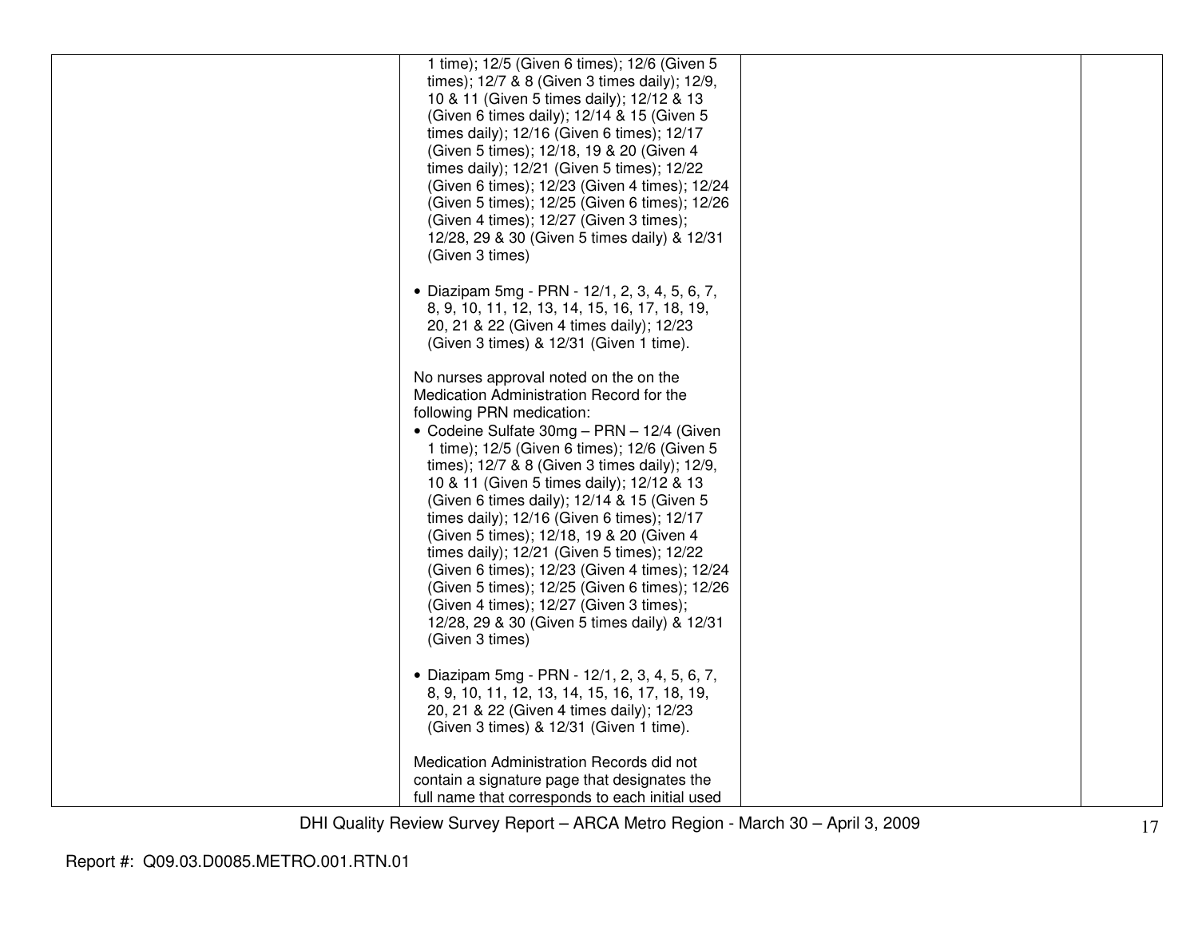| | | | |
|---|---|---|---|
| | 1 time); 12/5 (Given 6 times); 12/6 (Given 5 times); 12/7 & 8 (Given 3 times daily); 12/9, 10 & 11 (Given 5 times daily); 12/12 & 13 (Given 6 times daily); 12/14 & 15 (Given 5 times daily); 12/16 (Given 6 times); 12/17 (Given 5 times); 12/18, 19 & 20 (Given 4 times daily); 12/21 (Given 5 times); 12/22 (Given 6 times); 12/23 (Given 4 times); 12/24 (Given 5 times); 12/25 (Given 6 times); 12/26 (Given 4 times); 12/27 (Given 3 times); 12/28, 29 & 30 (Given 5 times daily) & 12/31 (Given 3 times)<br><br>• Diazipam 5mg - PRN - 12/1, 2, 3, 4, 5, 6, 7, 8, 9, 10, 11, 12, 13, 14, 15, 16, 17, 18, 19, 20, 21 & 22 (Given 4 times daily); 12/23 (Given 3 times) & 12/31 (Given 1 time).<br><br>No nurses approval noted on the on the Medication Administration Record for the following PRN medication:<br>• Codeine Sulfate 30mg – PRN – 12/4 (Given 1 time); 12/5 (Given 6 times); 12/6 (Given 5 times); 12/7 & 8 (Given 3 times daily); 12/9, 10 & 11 (Given 5 times daily); 12/12 & 13 (Given 6 times daily); 12/14 & 15 (Given 5 times daily); 12/16 (Given 6 times); 12/17 (Given 5 times); 12/18, 19 & 20 (Given 4 times daily); 12/21 (Given 5 times); 12/22 (Given 6 times); 12/23 (Given 4 times); 12/24 (Given 5 times); 12/25 (Given 6 times); 12/26 (Given 4 times); 12/27 (Given 3 times); 12/28, 29 & 30 (Given 5 times daily) & 12/31 (Given 3 times)<br><br>• Diazipam 5mg - PRN - 12/1, 2, 3, 4, 5, 6, 7, 8, 9, 10, 11, 12, 13, 14, 15, 16, 17, 18, 19, 20, 21 & 22 (Given 4 times daily); 12/23 (Given 3 times) & 12/31 (Given 1 time).<br><br>Medication Administration Records did not contain a signature page that designates the full name that corresponds to each initial used | | |

DHI Quality Review Survey Report – ARCA Metro Region - March 30 – April 3, 2009

Report #: Q09.03.D0085.METRO.001.RTN.01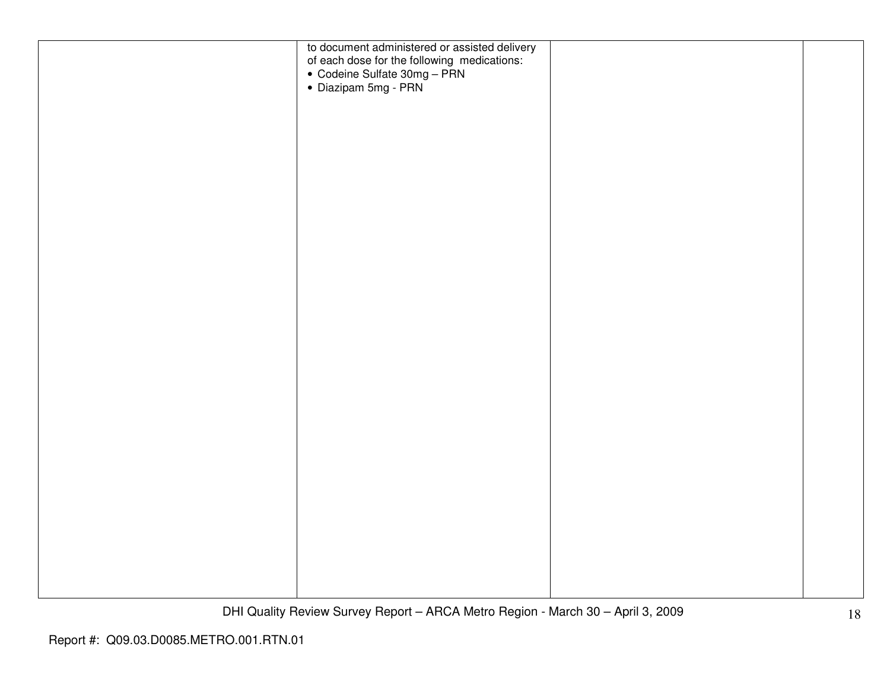| | | | |
|---|---|---|---|
| | to document administered or assisted delivery of each dose for the following medications: <br>• Codeine Sulfate 30mg – PRN <br>• Diazipam 5mg - PRN | | |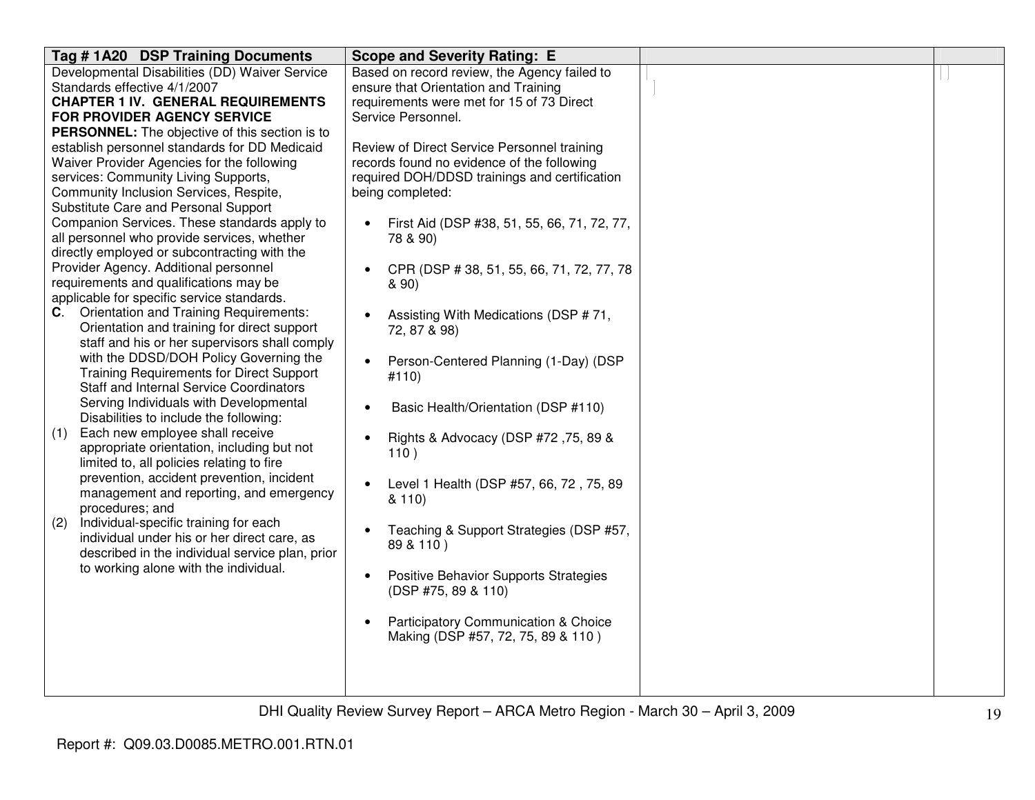| Tag # 1A20 DSP Training Documents | Scope and Severity Rating: E | | |
|---|---|---|---|
| Developmental Disabilities (DD) Waiver Service Standards effective 4/1/2007<br>**CHAPTER 1 IV. GENERAL REQUIREMENTS FOR PROVIDER AGENCY SERVICE PERSONNEL:** The objective of this section is to establish personnel standards for DD Medicaid Waiver Provider Agencies for the following services: Community Living Supports, Community Inclusion Services, Respite, Substitute Care and Personal Support Companion Services. These standards apply to all personnel who provide services, whether directly employed or subcontracting with the Provider Agency. Additional personnel requirements and qualifications may be applicable for specific service standards.<br>**C**. Orientation and Training Requirements: Orientation and training for direct support staff and his or her supervisors shall comply with the DDSD/DOH Policy Governing the Training Requirements for Direct Support Staff and Internal Service Coordinators Serving Individuals with Developmental Disabilities to include the following:<br>(1) Each new employee shall receive appropriate orientation, including but not limited to, all policies relating to fire prevention, accident prevention, incident management and reporting, and emergency procedures; and<br>(2) Individual-specific training for each individual under his or her direct care, as described in the individual service plan, prior to working alone with the individual. | Based on record review, the Agency failed to ensure that Orientation and Training requirements were met for 15 of 73 Direct Service Personnel.<br><br>Review of Direct Service Personnel training records found no evidence of the following required DOH/DDSD trainings and certification being completed:<br><br>• First Aid (DSP #38, 51, 55, 66, 71, 72, 77, 78 & 90)<br><br>• CPR (DSP # 38, 51, 55, 66, 71, 72, 77, 78 & 90)<br><br>• Assisting With Medications (DSP # 71, 72, 87 & 98)<br><br>• Person-Centered Planning (1-Day) (DSP #110)<br><br>• Basic Health/Orientation (DSP #110)<br><br>• Rights & Advocacy (DSP #72 ,75, 89 & 110 )<br><br>• Level 1 Health (DSP #57, 66, 72 , 75, 89 & 110)<br><br>• Teaching & Support Strategies (DSP #57, 89 & 110 )<br><br>• Positive Behavior Supports Strategies (DSP #75, 89 & 110)<br><br>• Participatory Communication & Choice Making (DSP #57, 72, 75, 89 & 110 ) | | |

Report #: Q09.03.D0085.METRO.001.RTN.01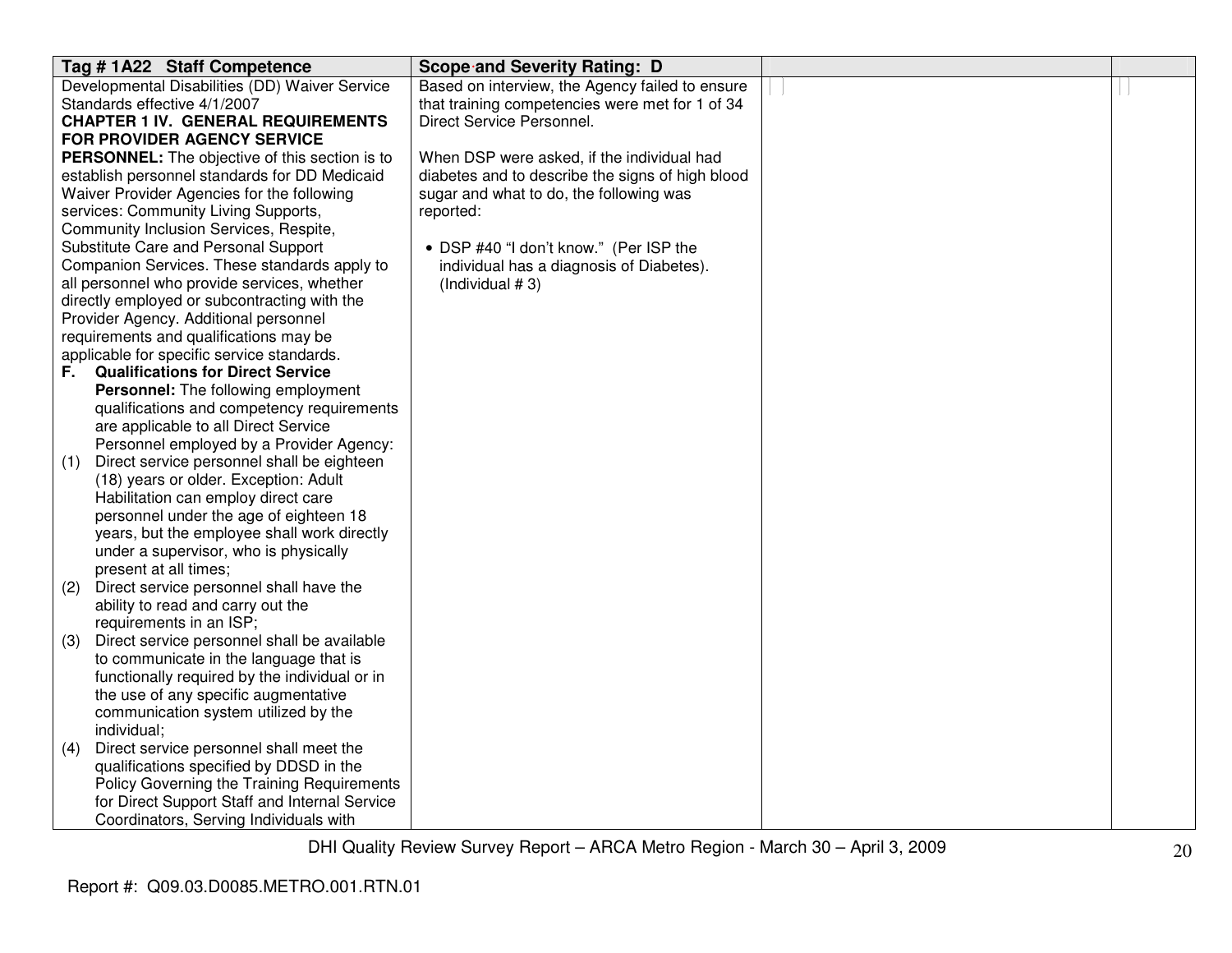| Tag # 1A22 Staff Competence | Scope and Severity Rating: D | | |
|---|---|---|---|
| Developmental Disabilities (DD) Waiver Service Standards effective 4/1/2007<br>**CHAPTER 1 IV. GENERAL REQUIREMENTS FOR PROVIDER AGENCY SERVICE PERSONNEL:** The objective of this section is to establish personnel standards for DD Medicaid Waiver Provider Agencies for the following services: Community Living Supports, Community Inclusion Services, Respite, Substitute Care and Personal Support Companion Services. These standards apply to all personnel who provide services, whether directly employed or subcontracting with the Provider Agency. Additional personnel requirements and qualifications may be applicable for specific service standards.<br>**F. Qualifications for Direct Service Personnel:** The following employment qualifications and competency requirements are applicable to all Direct Service Personnel employed by a Provider Agency:<br>(1) Direct service personnel shall be eighteen (18) years or older. Exception: Adult Habilitation can employ direct care personnel under the age of eighteen 18 years, but the employee shall work directly under a supervisor, who is physically present at all times;<br>(2) Direct service personnel shall have the ability to read and carry out the requirements in an ISP;<br>(3) Direct service personnel shall be available to communicate in the language that is functionally required by the individual or in the use of any specific augmentative communication system utilized by the individual;<br>(4) Direct service personnel shall meet the qualifications specified by DDSD in the Policy Governing the Training Requirements for Direct Support Staff and Internal Service Coordinators, Serving Individuals with | Based on interview, the Agency failed to ensure that training competencies were met for 1 of 34 Direct Service Personnel.<br><br>When DSP were asked, if the individual had diabetes and to describe the signs of high blood sugar and what to do, the following was reported:<br><br>• DSP #40 "I don't know." (Per ISP the individual has a diagnosis of Diabetes). (Individual # 3) | | |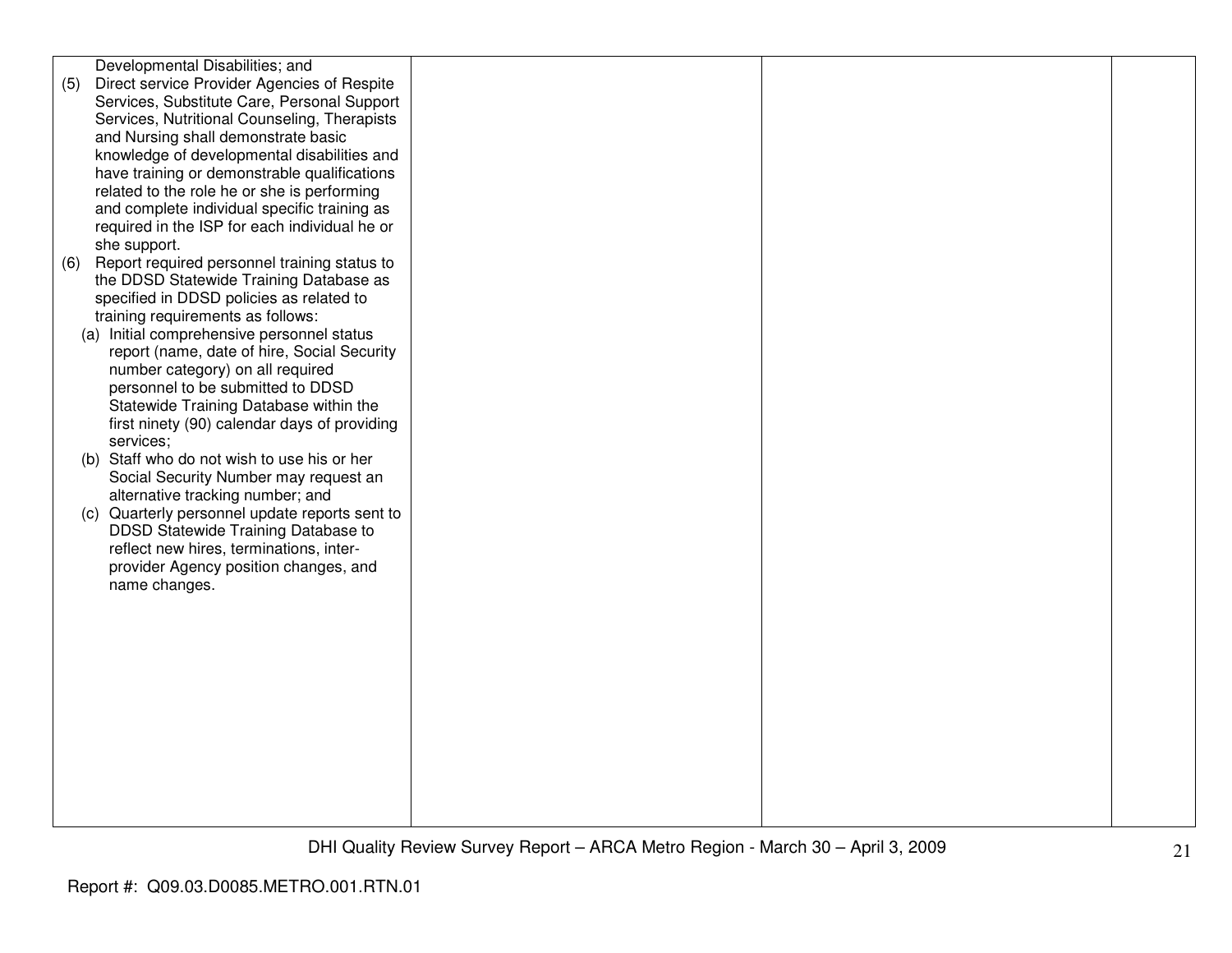| | | | |
|---|---|---|---|
| Developmental Disabilities; and<br>(5) Direct service Provider Agencies of Respite Services, Substitute Care, Personal Support Services, Nutritional Counseling, Therapists and Nursing shall demonstrate basic knowledge of developmental disabilities and have training or demonstrable qualifications related to the role he or she is performing and complete individual specific training as required in the ISP for each individual he or she support.<br>(6) Report required personnel training status to the DDSD Statewide Training Database as specified in DDSD policies as related to training requirements as follows:<br>(a) Initial comprehensive personnel status report (name, date of hire, Social Security number category) on all required personnel to be submitted to DDSD Statewide Training Database within the first ninety (90) calendar days of providing services;<br>(b) Staff who do not wish to use his or her Social Security Number may request an alternative tracking number; and<br>(c) Quarterly personnel update reports sent to DDSD Statewide Training Database to reflect new hires, terminations, inter-provider Agency position changes, and name changes. | | | |

Report #: Q09.03.D0085.METRO.001.RTN.01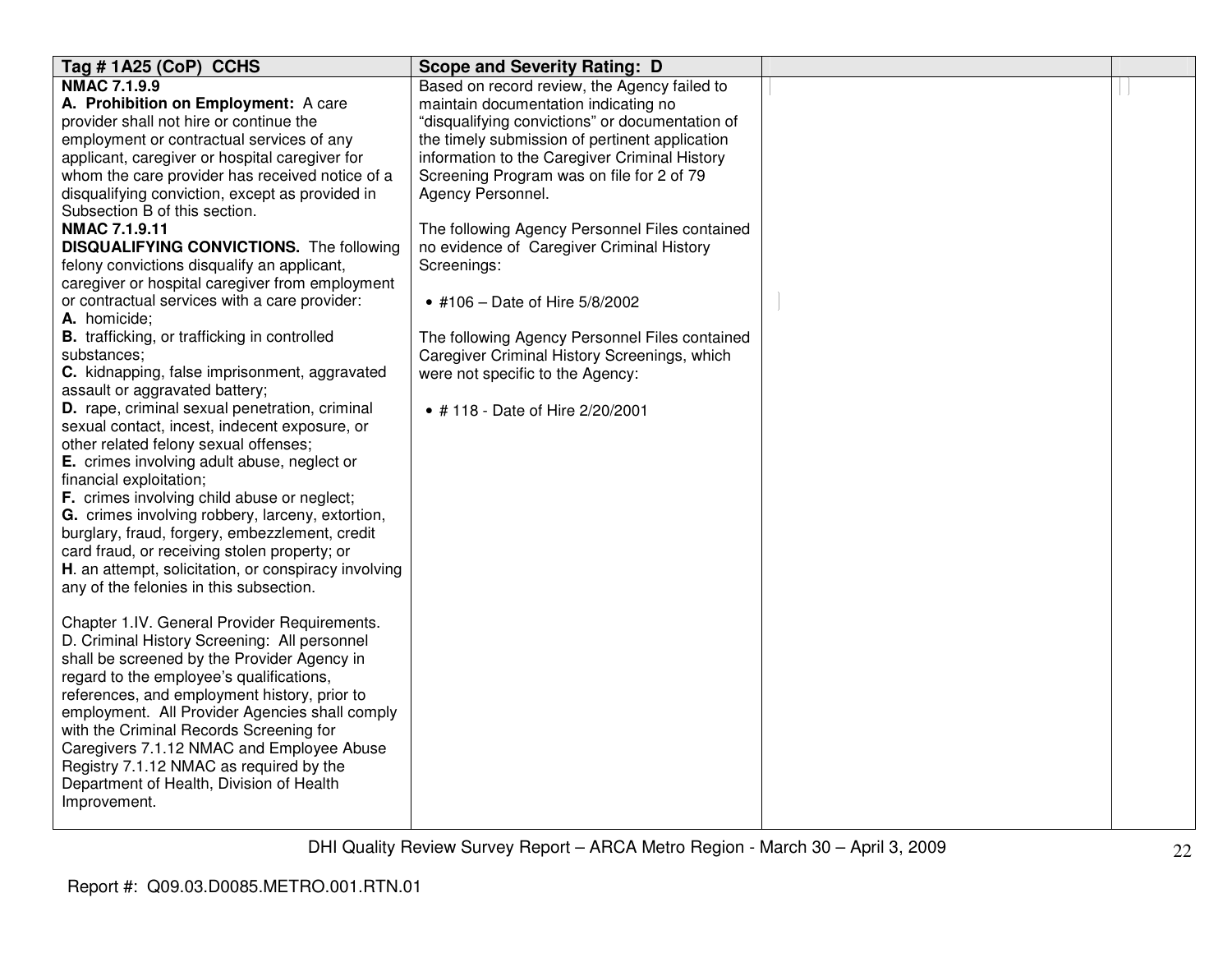| Tag # 1A25 (CoP) CCHS | Scope and Severity Rating: D | | |
|---|---|---|---|
| **NMAC 7.1.9.9**<br>**A. Prohibition on Employment:** A care provider shall not hire or continue the employment or contractual services of any applicant, caregiver or hospital caregiver for whom the care provider has received notice of a disqualifying conviction, except as provided in Subsection B of this section.<br>**NMAC 7.1.9.11**<br>**DISQUALIFYING CONVICTIONS.** The following felony convictions disqualify an applicant, caregiver or hospital caregiver from employment or contractual services with a care provider:<br>**A.** homicide;<br>**B.** trafficking, or trafficking in controlled substances;<br>**C.** kidnapping, false imprisonment, aggravated assault or aggravated battery;<br>**D.** rape, criminal sexual penetration, criminal sexual contact, incest, indecent exposure, or other related felony sexual offenses;<br>**E.** crimes involving adult abuse, neglect or financial exploitation;<br>**F.** crimes involving child abuse or neglect;<br>**G.** crimes involving robbery, larceny, extortion, burglary, fraud, forgery, embezzlement, credit card fraud, or receiving stolen property; or<br>**H**. an attempt, solicitation, or conspiracy involving any of the felonies in this subsection.<br><br>Chapter 1.IV. General Provider Requirements. D. Criminal History Screening: All personnel shall be screened by the Provider Agency in regard to the employee's qualifications, references, and employment history, prior to employment. All Provider Agencies shall comply with the Criminal Records Screening for Caregivers 7.1.12 NMAC and Employee Abuse Registry 7.1.12 NMAC as required by the Department of Health, Division of Health Improvement. | Based on record review, the Agency failed to maintain documentation indicating no "disqualifying convictions" or documentation of the timely submission of pertinent application information to the Caregiver Criminal History Screening Program was on file for 2 of 79 Agency Personnel.<br><br>The following Agency Personnel Files contained no evidence of Caregiver Criminal History Screenings:<br><br>• #106 – Date of Hire 5/8/2002<br><br>The following Agency Personnel Files contained Caregiver Criminal History Screenings, which were not specific to the Agency:<br><br>• # 118 - Date of Hire 2/20/2001 | | |

DHI Quality Review Survey Report – ARCA Metro Region - March 30 – April 3, 2009

Report #: Q09.03.D0085.METRO.001.RTN.01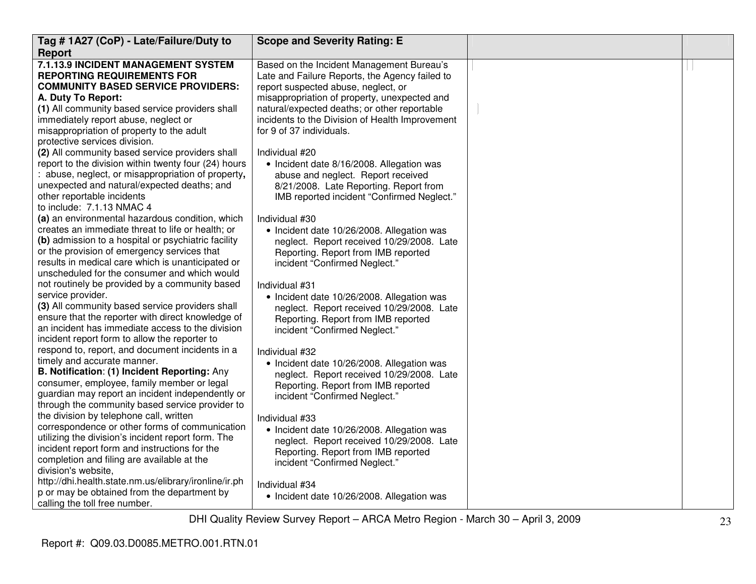| Tag # 1A27 (CoP) - Late/Failure/Duty to Report | Scope and Severity Rating: E | | |
|---|---|---|---|
| **7.1.13.9 INCIDENT MANAGEMENT SYSTEM REPORTING REQUIREMENTS FOR COMMUNITY BASED SERVICE PROVIDERS:**<br>**A. Duty To Report:**<br>**(1)** All community based service providers shall immediately report abuse, neglect or misappropriation of property to the adult protective services division.<br>**(2)** All community based service providers shall report to the division within twenty four (24) hours : abuse, neglect, or misappropriation of property**,** unexpected and natural/expected deaths; and other reportable incidents to include: 7.1.13 NMAC 4<br>**(a)** an environmental hazardous condition, which creates an immediate threat to life or health; or<br>**(b)** admission to a hospital or psychiatric facility or the provision of emergency services that results in medical care which is unanticipated or unscheduled for the consumer and which would not routinely be provided by a community based service provider.<br>**(3)** All community based service providers shall ensure that the reporter with direct knowledge of an incident has immediate access to the division incident report form to allow the reporter to respond to, report, and document incidents in a timely and accurate manner.<br>**B. Notification**: **(1) Incident Reporting:** Any consumer, employee, family member or legal guardian may report an incident independently or through the community based service provider to the division by telephone call, written correspondence or other forms of communication utilizing the division's incident report form. The incident report form and instructions for the completion and filing are available at the division's website, http://dhi.health.state.nm.us/elibrary/ironline/ir.php or may be obtained from the department by calling the toll free number. | Based on the Incident Management Bureau's Late and Failure Reports, the Agency failed to report suspected abuse, neglect, or misappropriation of property, unexpected and natural/expected deaths; or other reportable incidents to the Division of Health Improvement for 9 of 37 individuals.<br><br>Individual #20<br>• Incident date 8/16/2008. Allegation was abuse and neglect. Report received 8/21/2008. Late Reporting. Report from IMB reported incident "Confirmed Neglect."<br><br>Individual #30<br>• Incident date 10/26/2008. Allegation was neglect. Report received 10/29/2008. Late Reporting. Report from IMB reported incident "Confirmed Neglect."<br><br>Individual #31<br>• Incident date 10/26/2008. Allegation was neglect. Report received 10/29/2008. Late Reporting. Report from IMB reported incident "Confirmed Neglect."<br><br>Individual #32<br>• Incident date 10/26/2008. Allegation was neglect. Report received 10/29/2008. Late Reporting. Report from IMB reported incident "Confirmed Neglect."<br><br>Individual #33<br>• Incident date 10/26/2008. Allegation was neglect. Report received 10/29/2008. Late Reporting. Report from IMB reported incident "Confirmed Neglect."<br><br>Individual #34<br>• Incident date 10/26/2008. Allegation was | | |

DHI Quality Review Survey Report – ARCA Metro Region - March 30 – April 3, 2009

Report #: Q09.03.D0085.METRO.001.RTN.01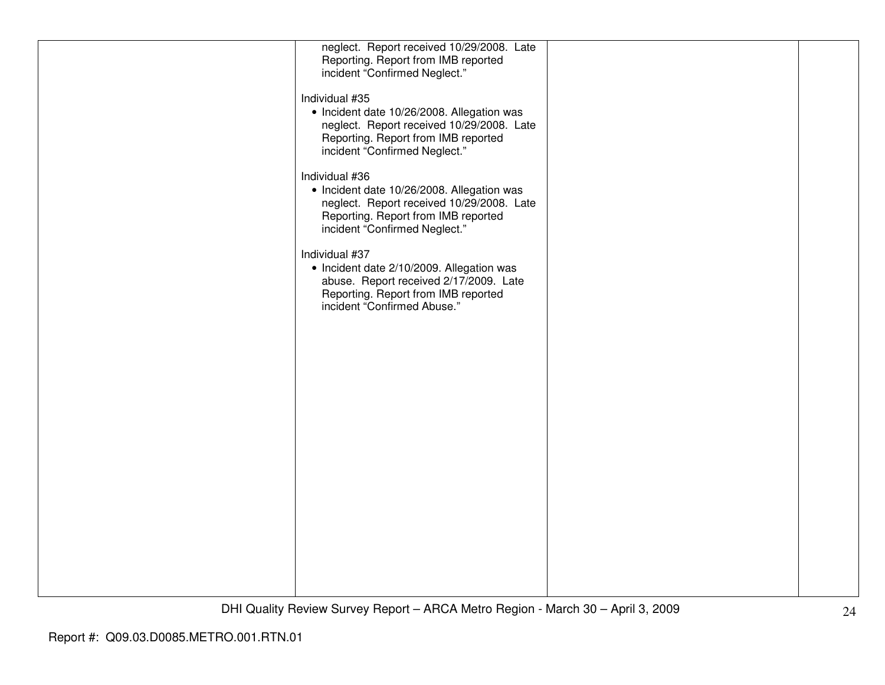| | | | |
|---|---|---|---|
| | neglect. Report received 10/29/2008. Late Reporting. Report from IMB reported incident "Confirmed Neglect."<br><br>Individual #35<br>• Incident date 10/26/2008. Allegation was neglect. Report received 10/29/2008. Late Reporting. Report from IMB reported incident "Confirmed Neglect."<br><br>Individual #36<br>• Incident date 10/26/2008. Allegation was neglect. Report received 10/29/2008. Late Reporting. Report from IMB reported incident "Confirmed Neglect."<br><br>Individual #37<br>• Incident date 2/10/2009. Allegation was abuse. Report received 2/17/2009. Late Reporting. Report from IMB reported incident "Confirmed Abuse." | | |

Report #: Q09.03.D0085.METRO.001.RTN.01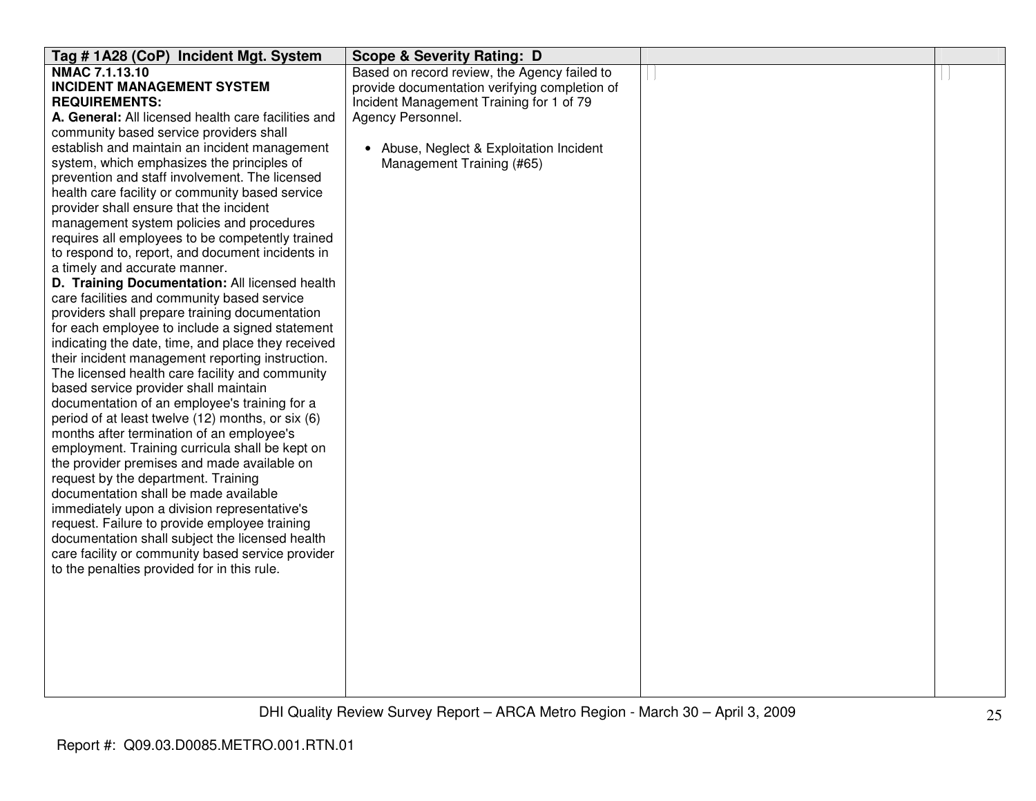| Tag # 1A28 (CoP) Incident Mgt. System | Scope & Severity Rating: D | | |
|---|---|---|---|
| **NMAC 7.1.13.10**<br>**INCIDENT MANAGEMENT SYSTEM REQUIREMENTS:**<br>**A. General:** All licensed health care facilities and community based service providers shall establish and maintain an incident management system, which emphasizes the principles of prevention and staff involvement. The licensed health care facility or community based service provider shall ensure that the incident management system policies and procedures requires all employees to be competently trained to respond to, report, and document incidents in a timely and accurate manner.<br>**D. Training Documentation:** All licensed health care facilities and community based service providers shall prepare training documentation for each employee to include a signed statement indicating the date, time, and place they received their incident management reporting instruction. The licensed health care facility and community based service provider shall maintain documentation of an employee's training for a period of at least twelve (12) months, or six (6) months after termination of an employee's employment. Training curricula shall be kept on the provider premises and made available on request by the department. Training documentation shall be made available immediately upon a division representative's request. Failure to provide employee training documentation shall subject the licensed health care facility or community based service provider to the penalties provided for in this rule. | Based on record review, the Agency failed to provide documentation verifying completion of Incident Management Training for 1 of 79 Agency Personnel.<br><br>• Abuse, Neglect & Exploitation Incident Management Training (#65) | | |

DHI Quality Review Survey Report – ARCA Metro Region - March 30 – April 3, 2009

Report #: Q09.03.D0085.METRO.001.RTN.01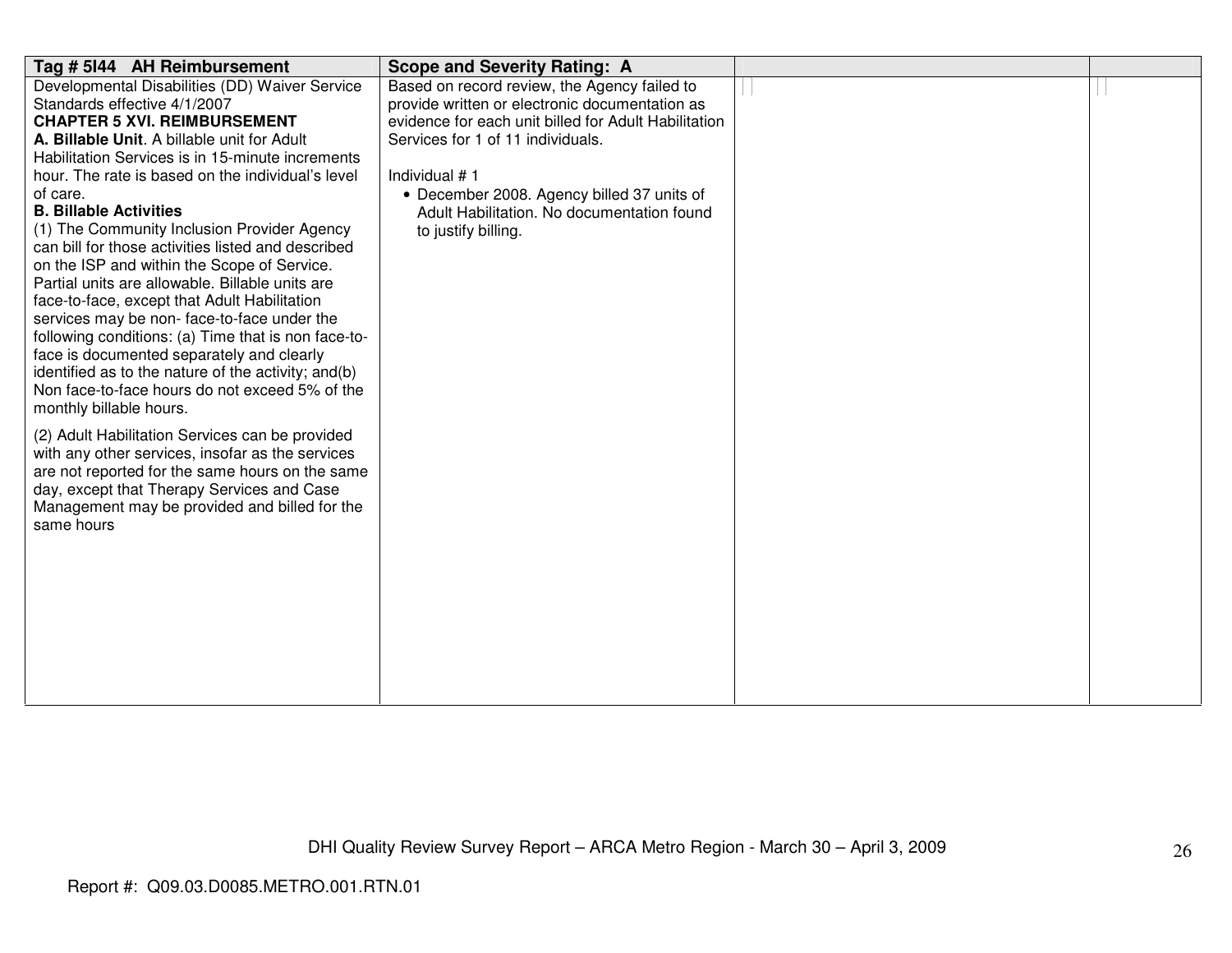| Tag # 5I44 AH Reimbursement | Scope and Severity Rating: A | | |
|---|---|---|---|
| Developmental Disabilities (DD) Waiver Service Standards effective 4/1/2007<br>**CHAPTER 5 XVI. REIMBURSEMENT**<br>**A. Billable Unit**. A billable unit for Adult Habilitation Services is in 15-minute increments hour. The rate is based on the individual's level of care.<br>**B. Billable Activities**<br>(1) The Community Inclusion Provider Agency can bill for those activities listed and described on the ISP and within the Scope of Service. Partial units are allowable. Billable units are face-to-face, except that Adult Habilitation services may be non- face-to-face under the following conditions: (a) Time that is non face-to-face is documented separately and clearly identified as to the nature of the activity; and(b) Non face-to-face hours do not exceed 5% of the monthly billable hours.<br><br>(2) Adult Habilitation Services can be provided with any other services, insofar as the services are not reported for the same hours on the same day, except that Therapy Services and Case Management may be provided and billed for the same hours | Based on record review, the Agency failed to provide written or electronic documentation as evidence for each unit billed for Adult Habilitation Services for 1 of 11 individuals.<br><br>Individual # 1<br>• December 2008. Agency billed 37 units of Adult Habilitation. No documentation found to justify billing. | | |

Report #: Q09.03.D0085.METRO.001.RTN.01